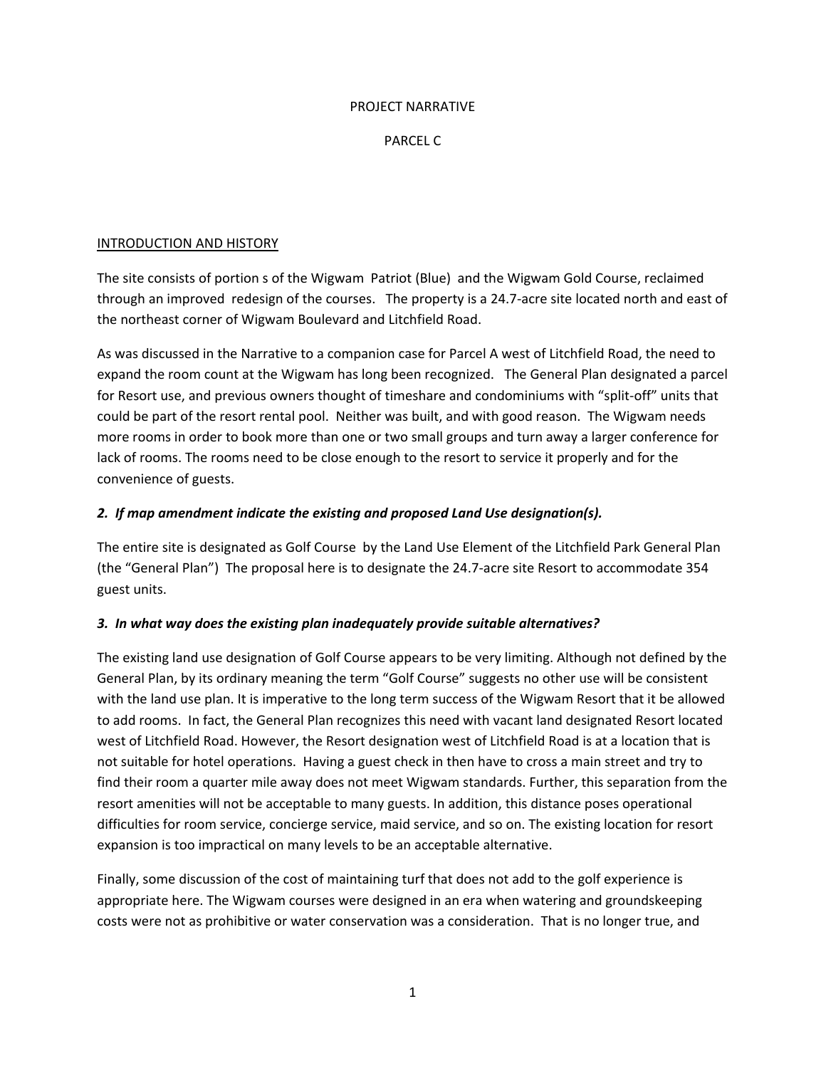PROJECT NARRATIVE

PARCEL C

INTRODUCTION AND HISTORY

The site consists of portion s of the Wigwam Patriot (Blue) and the Wigwam Gold Course, reclaimed through an improved redesign of the courses. The property is a 24.7-acre site located north and east of the northeast corner of Wigwam Boulevard and Litchfield Road.

As was discussed in the Narrative to a companion case for Parcel A west of Litchfield Road, the need to expand the room count at the Wigwam has long been recognized. The General Plan designated a parcel for Resort use, and previous owners thought of timeshare and condominiums with "split-off" units that could be part of the resort rental pool. Neither was built, and with good reason. The Wigwam needs more rooms in order to book more than one or two small groups and turn away a larger conference for lack of rooms. The rooms need to be close enough to the resort to service it properly and for the convenience of guests.

***2. If map amendment indicate the existing and proposed Land Use designation(s).***

The entire site is designated as Golf Course by the Land Use Element of the Litchfield Park General Plan (the "General Plan") The proposal here is to designate the 24.7-acre site Resort to accommodate 354 guest units.

***3. In what way does the existing plan inadequately provide suitable alternatives?***

The existing land use designation of Golf Course appears to be very limiting. Although not defined by the General Plan, by its ordinary meaning the term "Golf Course" suggests no other use will be consistent with the land use plan. It is imperative to the long term success of the Wigwam Resort that it be allowed to add rooms. In fact, the General Plan recognizes this need with vacant land designated Resort located west of Litchfield Road. However, the Resort designation west of Litchfield Road is at a location that is not suitable for hotel operations. Having a guest check in then have to cross a main street and try to find their room a quarter mile away does not meet Wigwam standards. Further, this separation from the resort amenities will not be acceptable to many guests. In addition, this distance poses operational difficulties for room service, concierge service, maid service, and so on. The existing location for resort expansion is too impractical on many levels to be an acceptable alternative.

Finally, some discussion of the cost of maintaining turf that does not add to the golf experience is appropriate here. The Wigwam courses were designed in an era when watering and groundskeeping costs were not as prohibitive or water conservation was a consideration. That is no longer true, and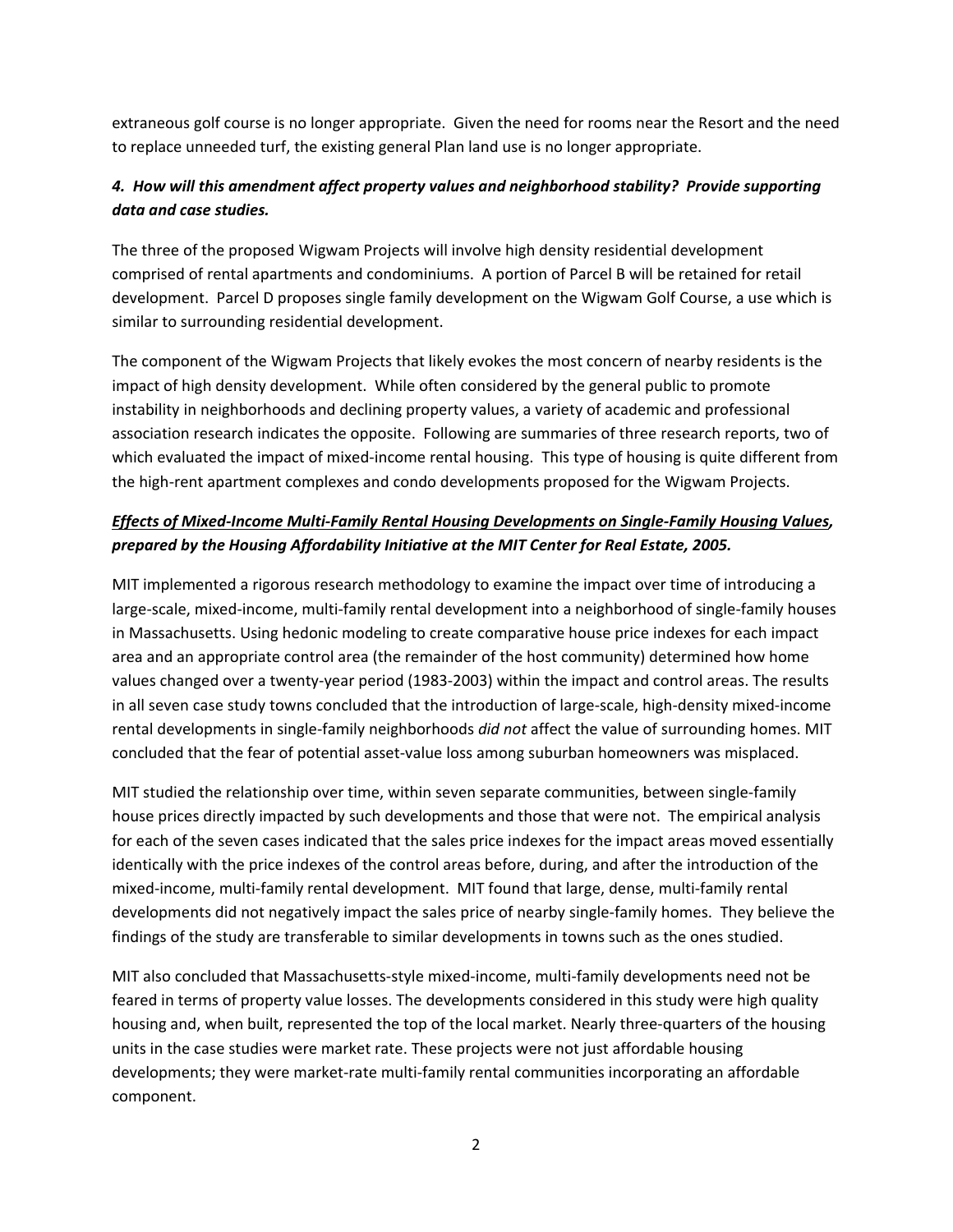extraneous golf course is no longer appropriate. Given the need for rooms near the Resort and the need to replace unneeded turf, the existing general Plan land use is no longer appropriate.

***4. How will this amendment affect property values and neighborhood stability? Provide supporting data and case studies.***

The three of the proposed Wigwam Projects will involve high density residential development comprised of rental apartments and condominiums. A portion of Parcel B will be retained for retail development. Parcel D proposes single family development on the Wigwam Golf Course, a use which is similar to surrounding residential development.

The component of the Wigwam Projects that likely evokes the most concern of nearby residents is the impact of high density development. While often considered by the general public to promote instability in neighborhoods and declining property values, a variety of academic and professional association research indicates the opposite. Following are summaries of three research reports, two of which evaluated the impact of mixed-income rental housing. This type of housing is quite different from the high-rent apartment complexes and condo developments proposed for the Wigwam Projects.

***<u>Effects of Mixed-Income Multi-Family Rental Housing Developments on Single-Family Housing Values</u>, prepared by the Housing Affordability Initiative at the MIT Center for Real Estate, 2005.***

MIT implemented a rigorous research methodology to examine the impact over time of introducing a large-scale, mixed-income, multi-family rental development into a neighborhood of single-family houses in Massachusetts. Using hedonic modeling to create comparative house price indexes for each impact area and an appropriate control area (the remainder of the host community) determined how home values changed over a twenty-year period (1983-2003) within the impact and control areas. The results in all seven case study towns concluded that the introduction of large-scale, high-density mixed-income rental developments in single-family neighborhoods *did not* affect the value of surrounding homes. MIT concluded that the fear of potential asset-value loss among suburban homeowners was misplaced.

MIT studied the relationship over time, within seven separate communities, between single-family house prices directly impacted by such developments and those that were not. The empirical analysis for each of the seven cases indicated that the sales price indexes for the impact areas moved essentially identically with the price indexes of the control areas before, during, and after the introduction of the mixed-income, multi-family rental development. MIT found that large, dense, multi-family rental developments did not negatively impact the sales price of nearby single-family homes. They believe the findings of the study are transferable to similar developments in towns such as the ones studied.

MIT also concluded that Massachusetts-style mixed-income, multi-family developments need not be feared in terms of property value losses. The developments considered in this study were high quality housing and, when built, represented the top of the local market. Nearly three-quarters of the housing units in the case studies were market rate. These projects were not just affordable housing developments; they were market-rate multi-family rental communities incorporating an affordable component.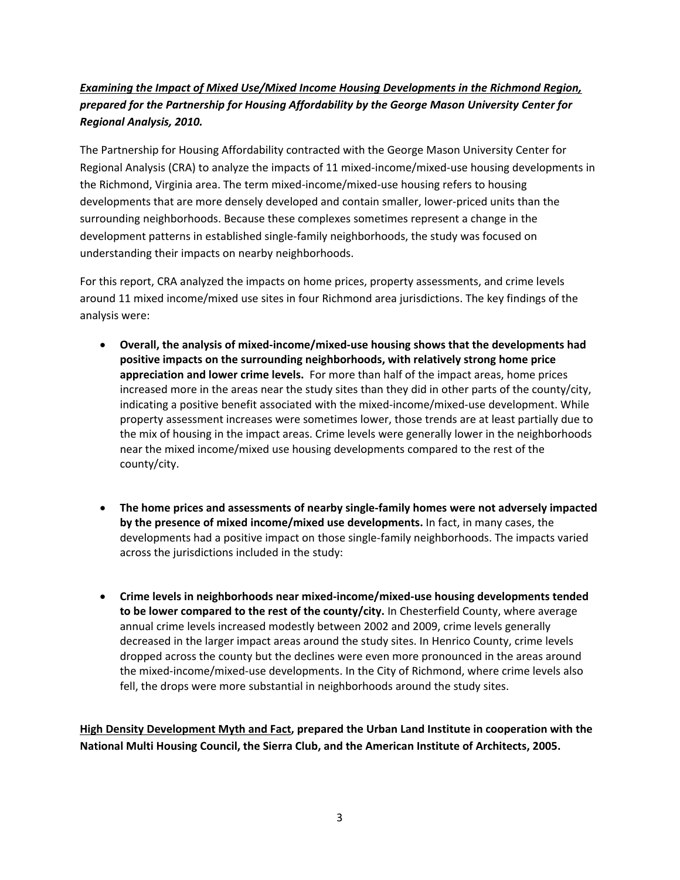***Examining the Impact of Mixed Use/Mixed Income Housing Developments in the Richmond Region,*** ***prepared for the Partnership for Housing Affordability by the George Mason University Center for Regional Analysis, 2010.***

The Partnership for Housing Affordability contracted with the George Mason University Center for Regional Analysis (CRA) to analyze the impacts of 11 mixed-income/mixed-use housing developments in the Richmond, Virginia area. The term mixed-income/mixed-use housing refers to housing developments that are more densely developed and contain smaller, lower-priced units than the surrounding neighborhoods. Because these complexes sometimes represent a change in the development patterns in established single-family neighborhoods, the study was focused on understanding their impacts on nearby neighborhoods.

For this report, CRA analyzed the impacts on home prices, property assessments, and crime levels around 11 mixed income/mixed use sites in four Richmond area jurisdictions. The key findings of the analysis were:

- **Overall, the analysis of mixed-income/mixed-use housing shows that the developments had positive impacts on the surrounding neighborhoods, with relatively strong home price appreciation and lower crime levels.** For more than half of the impact areas, home prices increased more in the areas near the study sites than they did in other parts of the county/city, indicating a positive benefit associated with the mixed-income/mixed-use development. While property assessment increases were sometimes lower, those trends are at least partially due to the mix of housing in the impact areas. Crime levels were generally lower in the neighborhoods near the mixed income/mixed use housing developments compared to the rest of the county/city.

- **The home prices and assessments of nearby single-family homes were not adversely impacted by the presence of mixed income/mixed use developments.** In fact, in many cases, the developments had a positive impact on those single-family neighborhoods. The impacts varied across the jurisdictions included in the study:

- **Crime levels in neighborhoods near mixed-income/mixed-use housing developments tended to be lower compared to the rest of the county/city.** In Chesterfield County, where average annual crime levels increased modestly between 2002 and 2009, crime levels generally decreased in the larger impact areas around the study sites. In Henrico County, crime levels dropped across the county but the declines were even more pronounced in the areas around the mixed-income/mixed-use developments. In the City of Richmond, where crime levels also fell, the drops were more substantial in neighborhoods around the study sites.

**<u>High Density Development Myth and Fact</u>, prepared the Urban Land Institute in cooperation with the National Multi Housing Council, the Sierra Club, and the American Institute of Architects, 2005.**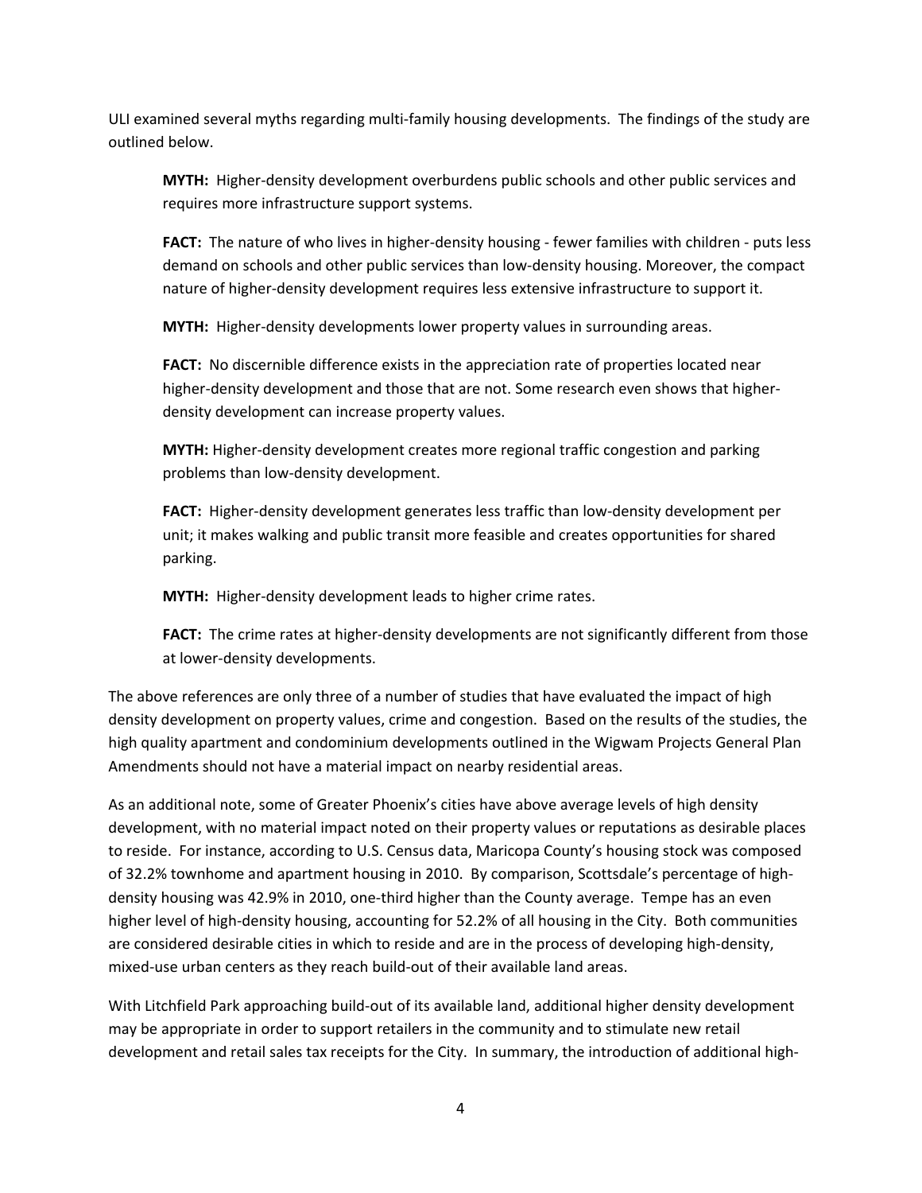ULI examined several myths regarding multi-family housing developments. The findings of the study are outlined below.

> **MYTH:** Higher-density development overburdens public schools and other public services and requires more infrastructure support systems.
>
> **FACT:** The nature of who lives in higher-density housing - fewer families with children - puts less demand on schools and other public services than low-density housing. Moreover, the compact nature of higher-density development requires less extensive infrastructure to support it.
>
> **MYTH:** Higher-density developments lower property values in surrounding areas.
>
> **FACT:** No discernible difference exists in the appreciation rate of properties located near higher-density development and those that are not. Some research even shows that higher-density development can increase property values.
>
> **MYTH:** Higher-density development creates more regional traffic congestion and parking problems than low-density development.
>
> **FACT:** Higher-density development generates less traffic than low-density development per unit; it makes walking and public transit more feasible and creates opportunities for shared parking.
>
> **MYTH:** Higher-density development leads to higher crime rates.
>
> **FACT:** The crime rates at higher-density developments are not significantly different from those at lower-density developments.

The above references are only three of a number of studies that have evaluated the impact of high density development on property values, crime and congestion. Based on the results of the studies, the high quality apartment and condominium developments outlined in the Wigwam Projects General Plan Amendments should not have a material impact on nearby residential areas.

As an additional note, some of Greater Phoenix's cities have above average levels of high density development, with no material impact noted on their property values or reputations as desirable places to reside. For instance, according to U.S. Census data, Maricopa County's housing stock was composed of 32.2% townhome and apartment housing in 2010. By comparison, Scottsdale's percentage of high-density housing was 42.9% in 2010, one-third higher than the County average. Tempe has an even higher level of high-density housing, accounting for 52.2% of all housing in the City. Both communities are considered desirable cities in which to reside and are in the process of developing high-density, mixed-use urban centers as they reach build-out of their available land areas.

With Litchfield Park approaching build-out of its available land, additional higher density development may be appropriate in order to support retailers in the community and to stimulate new retail development and retail sales tax receipts for the City. In summary, the introduction of additional high-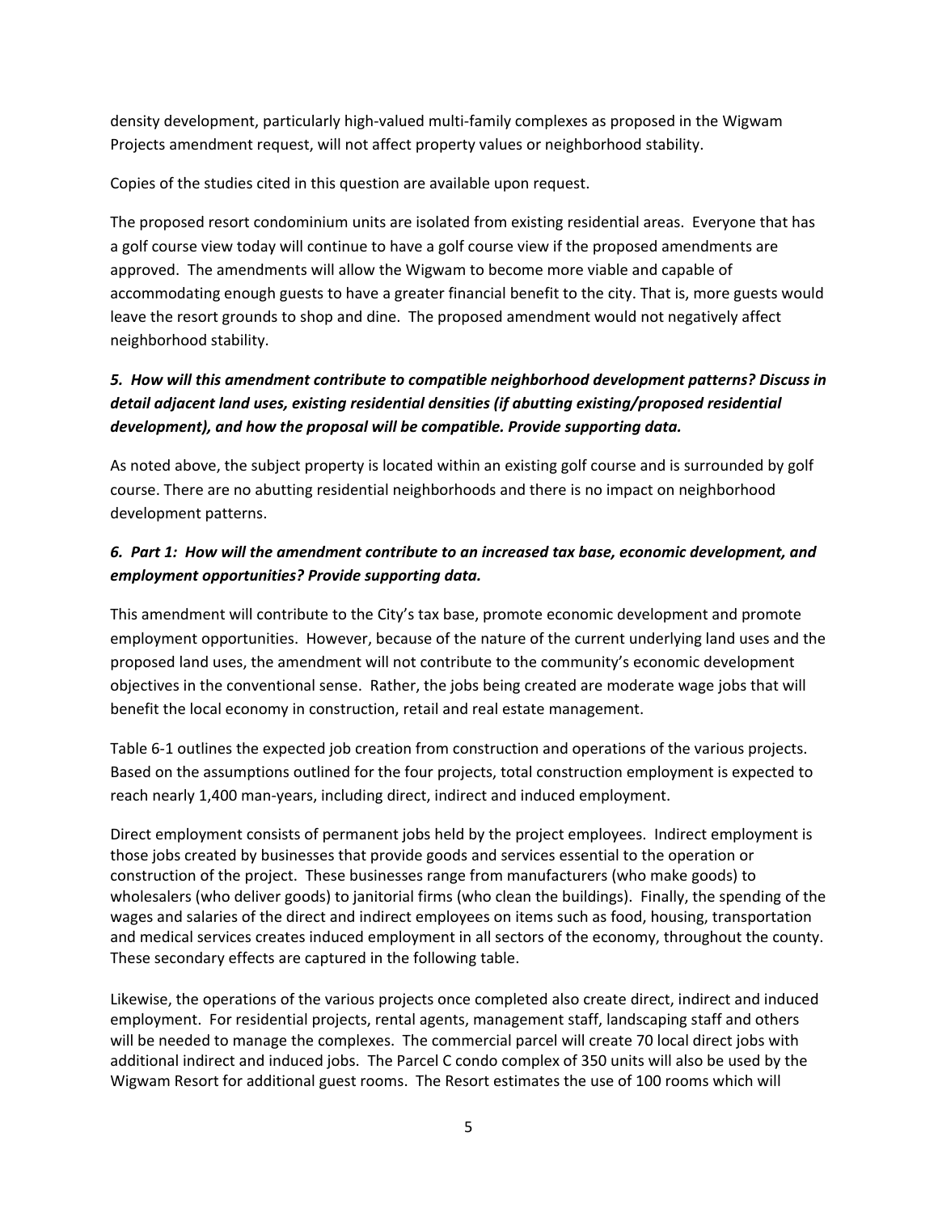density development, particularly high-valued multi-family complexes as proposed in the Wigwam Projects amendment request, will not affect property values or neighborhood stability.

Copies of the studies cited in this question are available upon request.

The proposed resort condominium units are isolated from existing residential areas. Everyone that has a golf course view today will continue to have a golf course view if the proposed amendments are approved. The amendments will allow the Wigwam to become more viable and capable of accommodating enough guests to have a greater financial benefit to the city. That is, more guests would leave the resort grounds to shop and dine. The proposed amendment would not negatively affect neighborhood stability.

***5. How will this amendment contribute to compatible neighborhood development patterns? Discuss in detail adjacent land uses, existing residential densities (if abutting existing/proposed residential development), and how the proposal will be compatible. Provide supporting data.***

As noted above, the subject property is located within an existing golf course and is surrounded by golf course. There are no abutting residential neighborhoods and there is no impact on neighborhood development patterns.

***6. Part 1: How will the amendment contribute to an increased tax base, economic development, and employment opportunities? Provide supporting data.***

This amendment will contribute to the City's tax base, promote economic development and promote employment opportunities. However, because of the nature of the current underlying land uses and the proposed land uses, the amendment will not contribute to the community's economic development objectives in the conventional sense. Rather, the jobs being created are moderate wage jobs that will benefit the local economy in construction, retail and real estate management.

Table 6-1 outlines the expected job creation from construction and operations of the various projects. Based on the assumptions outlined for the four projects, total construction employment is expected to reach nearly 1,400 man-years, including direct, indirect and induced employment.

Direct employment consists of permanent jobs held by the project employees. Indirect employment is those jobs created by businesses that provide goods and services essential to the operation or construction of the project. These businesses range from manufacturers (who make goods) to wholesalers (who deliver goods) to janitorial firms (who clean the buildings). Finally, the spending of the wages and salaries of the direct and indirect employees on items such as food, housing, transportation and medical services creates induced employment in all sectors of the economy, throughout the county. These secondary effects are captured in the following table.

Likewise, the operations of the various projects once completed also create direct, indirect and induced employment. For residential projects, rental agents, management staff, landscaping staff and others will be needed to manage the complexes. The commercial parcel will create 70 local direct jobs with additional indirect and induced jobs. The Parcel C condo complex of 350 units will also be used by the Wigwam Resort for additional guest rooms. The Resort estimates the use of 100 rooms which will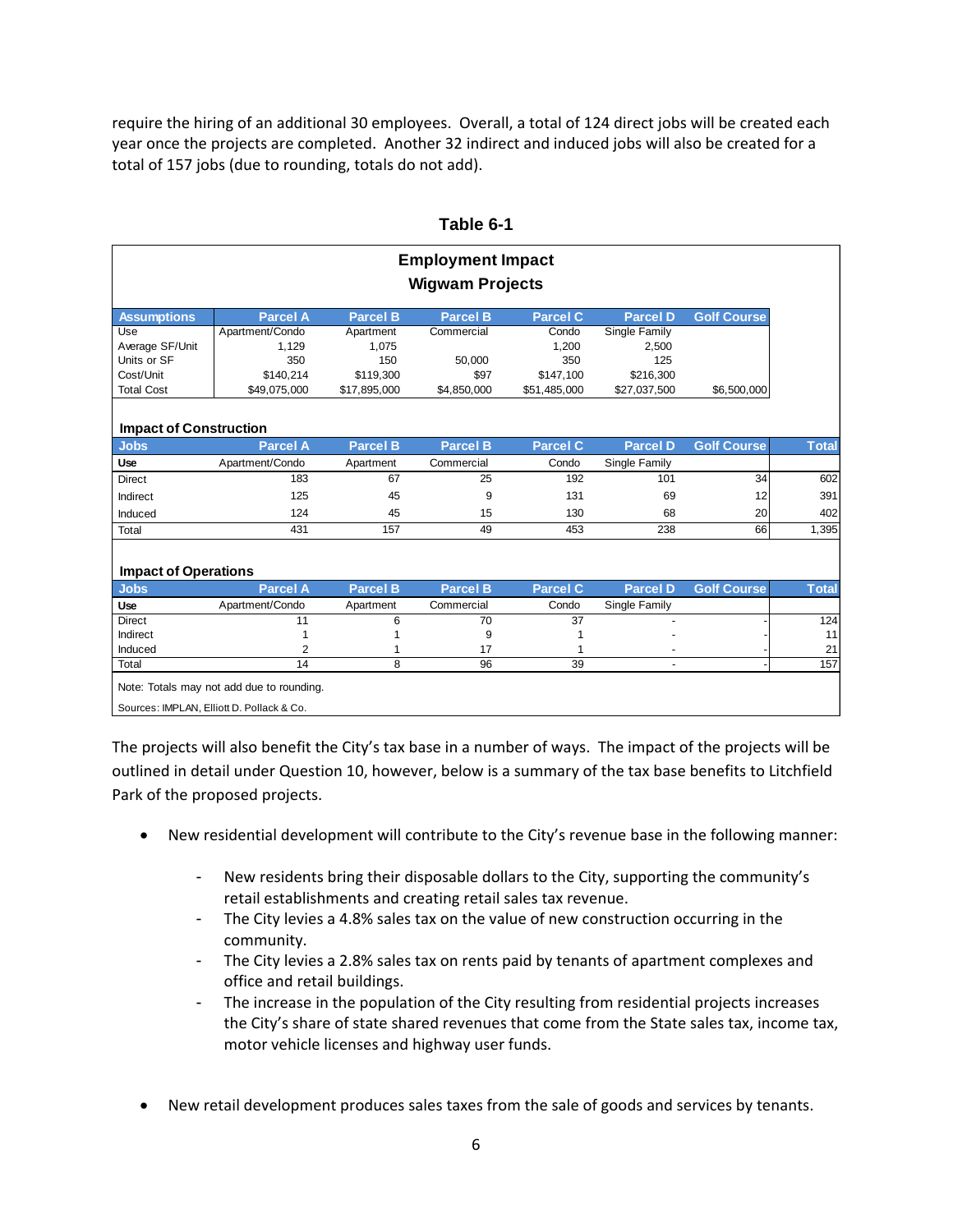require the hiring of an additional 30 employees. Overall, a total of 124 direct jobs will be created each year once the projects are completed. Another 32 indirect and induced jobs will also be created for a total of 157 jobs (due to rounding, totals do not add).

**Table 6-1**

**Employment Impact**
**Wigwam Projects**

| Assumptions | Parcel A | Parcel B | Parcel B | Parcel C | Parcel D | Golf Course |
|---|---|---|---|---|---|---|
| Use | Apartment/Condo | Apartment | Commercial | Condo | Single Family | |
| Average SF/Unit | 1,129 | 1,075 | | 1,200 | 2,500 | |
| Units or SF | 350 | 150 | 50,000 | 350 | 125 | |
| Cost/Unit | $140,214 | $119,300 | $97 | $147,100 | $216,300 | |
| Total Cost | $49,075,000 | $17,895,000 | $4,850,000 | $51,485,000 | $27,037,500 | $6,500,000 |

**Impact of Construction**

| Jobs | Parcel A | Parcel B | Parcel B | Parcel C | Parcel D | Golf Course | Total |
|---|---|---|---|---|---|---|---|
| **Use** | Apartment/Condo | Apartment | Commercial | Condo | Single Family | | |
| Direct | 183 | 67 | 25 | 192 | 101 | 34 | 602 |
| Indirect | 125 | 45 | 9 | 131 | 69 | 12 | 391 |
| Induced | 124 | 45 | 15 | 130 | 68 | 20 | 402 |
| Total | 431 | 157 | 49 | 453 | 238 | 66 | 1,395 |

**Impact of Operations**

| Jobs | Parcel A | Parcel B | Parcel B | Parcel C | Parcel D | Golf Course | Total |
|---|---|---|---|---|---|---|---|
| **Use** | Apartment/Condo | Apartment | Commercial | Condo | Single Family | | |
| Direct | 11 | 6 | 70 | 37 | - | - | 124 |
| Indirect | 1 | 1 | 9 | 1 | - | - | 11 |
| Induced | 2 | 1 | 17 | 1 | - | - | 21 |
| Total | 14 | 8 | 96 | 39 | - | - | 157 |

Note: Totals may not add due to rounding.

Sources: IMPLAN, Elliott D. Pollack & Co.

The projects will also benefit the City's tax base in a number of ways. The impact of the projects will be outlined in detail under Question 10, however, below is a summary of the tax base benefits to Litchfield Park of the proposed projects.

- New residential development will contribute to the City's revenue base in the following manner:
  - New residents bring their disposable dollars to the City, supporting the community's retail establishments and creating retail sales tax revenue.
  - The City levies a 4.8% sales tax on the value of new construction occurring in the community.
  - The City levies a 2.8% sales tax on rents paid by tenants of apartment complexes and office and retail buildings.
  - The increase in the population of the City resulting from residential projects increases the City's share of state shared revenues that come from the State sales tax, income tax, motor vehicle licenses and highway user funds.

- New retail development produces sales taxes from the sale of goods and services by tenants.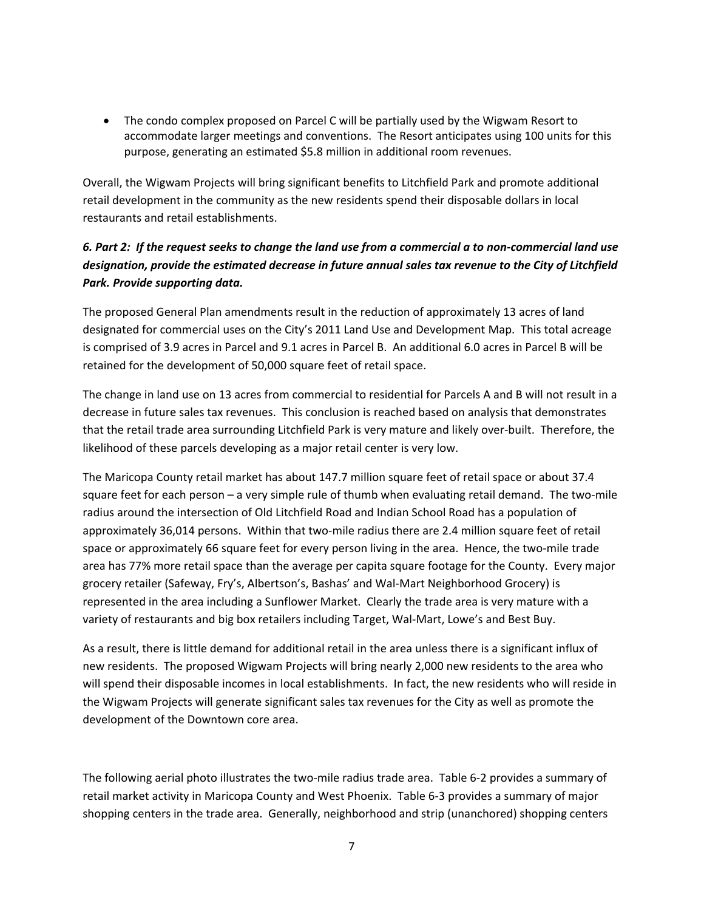- The condo complex proposed on Parcel C will be partially used by the Wigwam Resort to accommodate larger meetings and conventions. The Resort anticipates using 100 units for this purpose, generating an estimated $5.8 million in additional room revenues.

Overall, the Wigwam Projects will bring significant benefits to Litchfield Park and promote additional retail development in the community as the new residents spend their disposable dollars in local restaurants and retail establishments.

### *6. Part 2: If the request seeks to change the land use from a commercial a to non-commercial land use designation, provide the estimated decrease in future annual sales tax revenue to the City of Litchfield Park. Provide supporting data.*

The proposed General Plan amendments result in the reduction of approximately 13 acres of land designated for commercial uses on the City's 2011 Land Use and Development Map. This total acreage is comprised of 3.9 acres in Parcel and 9.1 acres in Parcel B. An additional 6.0 acres in Parcel B will be retained for the development of 50,000 square feet of retail space.

The change in land use on 13 acres from commercial to residential for Parcels A and B will not result in a decrease in future sales tax revenues. This conclusion is reached based on analysis that demonstrates that the retail trade area surrounding Litchfield Park is very mature and likely over-built. Therefore, the likelihood of these parcels developing as a major retail center is very low.

The Maricopa County retail market has about 147.7 million square feet of retail space or about 37.4 square feet for each person – a very simple rule of thumb when evaluating retail demand. The two-mile radius around the intersection of Old Litchfield Road and Indian School Road has a population of approximately 36,014 persons. Within that two-mile radius there are 2.4 million square feet of retail space or approximately 66 square feet for every person living in the area. Hence, the two-mile trade area has 77% more retail space than the average per capita square footage for the County. Every major grocery retailer (Safeway, Fry's, Albertson's, Bashas' and Wal-Mart Neighborhood Grocery) is represented in the area including a Sunflower Market. Clearly the trade area is very mature with a variety of restaurants and big box retailers including Target, Wal-Mart, Lowe's and Best Buy.

As a result, there is little demand for additional retail in the area unless there is a significant influx of new residents. The proposed Wigwam Projects will bring nearly 2,000 new residents to the area who will spend their disposable incomes in local establishments. In fact, the new residents who will reside in the Wigwam Projects will generate significant sales tax revenues for the City as well as promote the development of the Downtown core area.

The following aerial photo illustrates the two-mile radius trade area. Table 6-2 provides a summary of retail market activity in Maricopa County and West Phoenix. Table 6-3 provides a summary of major shopping centers in the trade area. Generally, neighborhood and strip (unanchored) shopping centers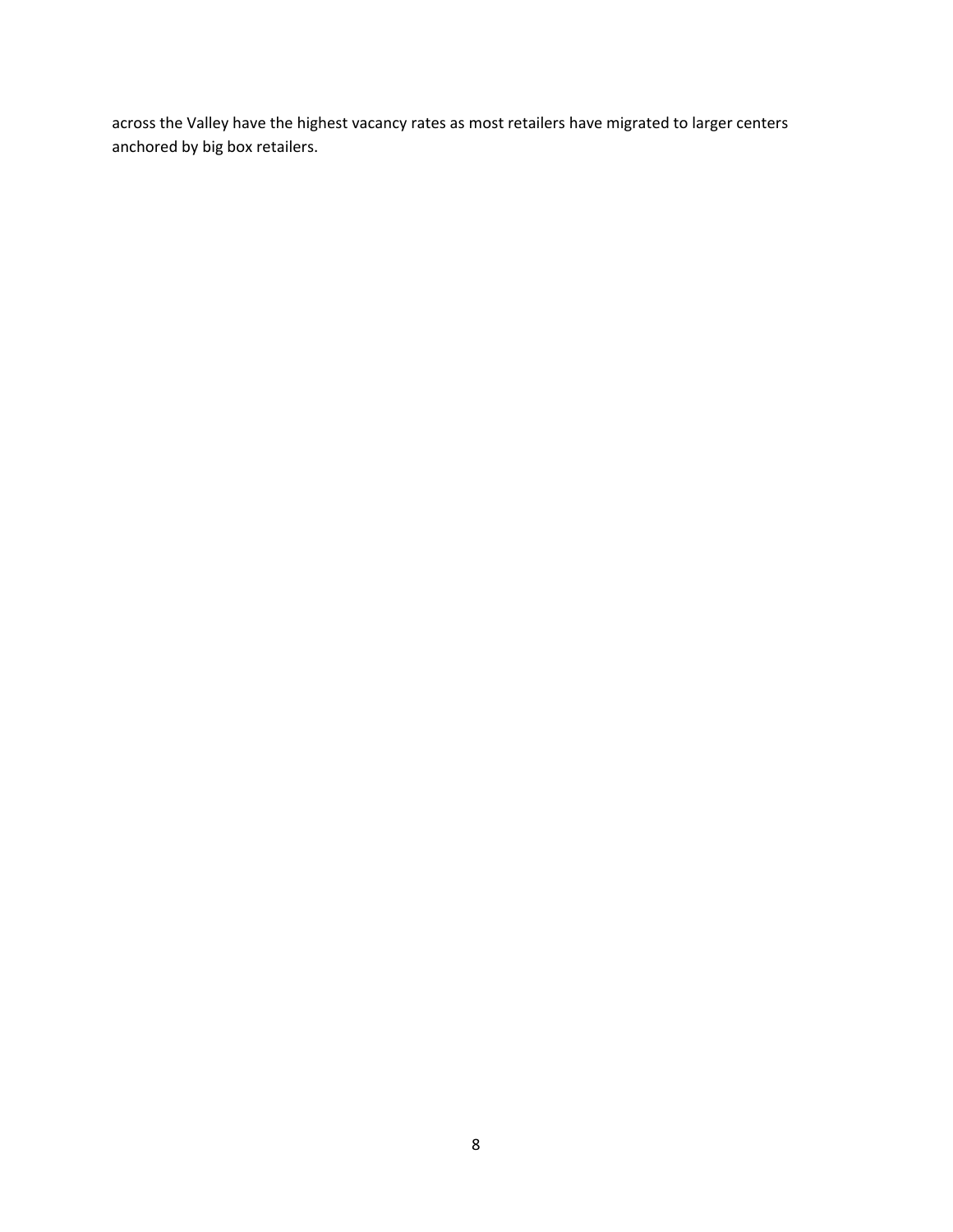across the Valley have the highest vacancy rates as most retailers have migrated to larger centers anchored by big box retailers.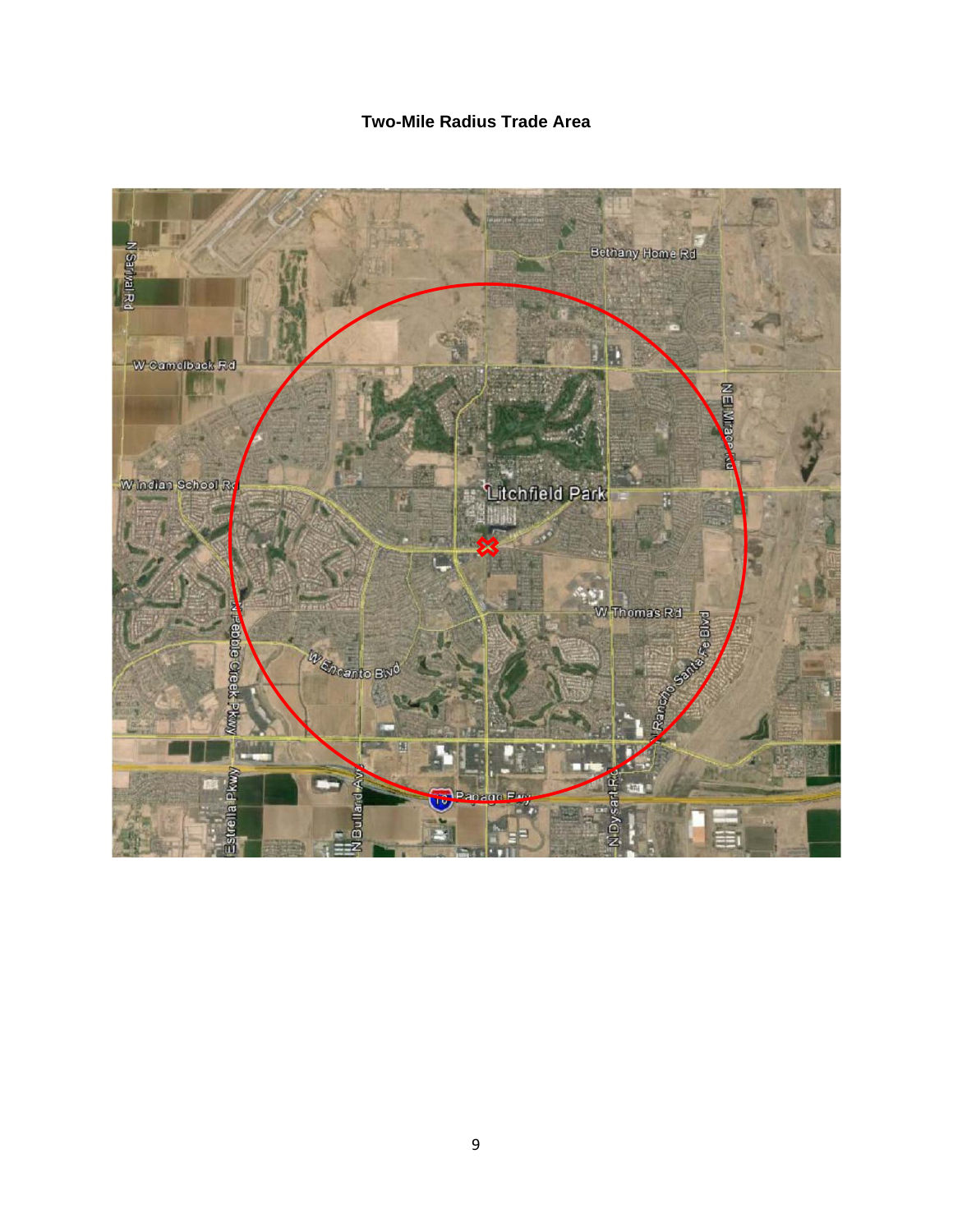**Two-Mile Radius Trade Area**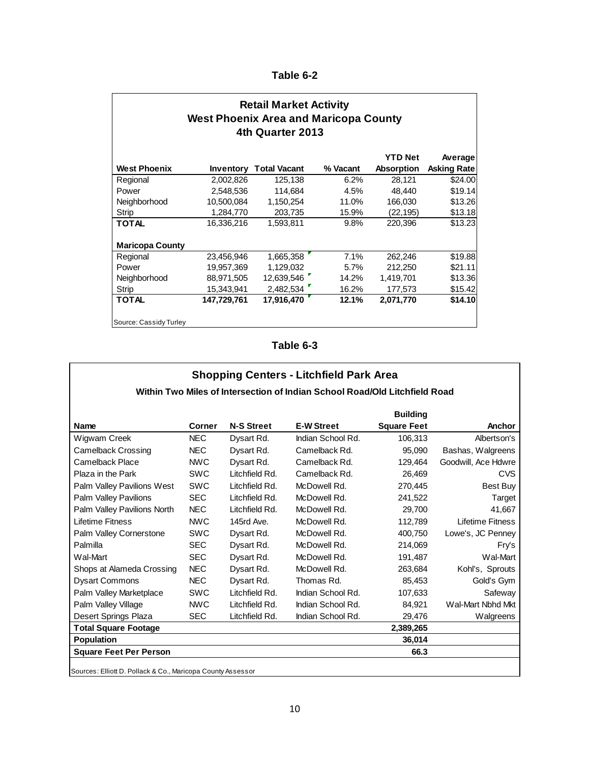**Table 6-2**

| Retail Market Activity<br>West Phoenix Area and Maricopa County<br>4th Quarter 2013 | | | | | |
|---|---|---|---|---|---|
| **West Phoenix** | **Inventory** | **Total Vacant** | **% Vacant** | **YTD Net Absorption** | **Average Asking Rate** |
| Regional | 2,002,826 | 125,138 | 6.2% | 28,121 | $24.00 |
| Power | 2,548,536 | 114,684 | 4.5% | 48,440 | $19.14 |
| Neighborhood | 10,500,084 | 1,150,254 | 11.0% | 166,030 | $13.26 |
| Strip | 1,284,770 | 203,735 | 15.9% | (22,195) | $13.18 |
| **TOTAL** | 16,336,216 | 1,593,811 | 9.8% | 220,396 | $13.23 |
| **Maricopa County** | | | | | |
| Regional | 23,456,946 | 1,665,358 | 7.1% | 262,246 | $19.88 |
| Power | 19,957,369 | 1,129,032 | 5.7% | 212,250 | $21.11 |
| Neighborhood | 88,971,505 | 12,639,546 | 14.2% | 1,419,701 | $13.36 |
| Strip | 15,343,941 | 2,482,534 | 16.2% | 177,573 | $15.42 |
| **TOTAL** | **147,729,761** | **17,916,470** | **12.1%** | **2,071,770** | **$14.10** |

Source: Cassidy Turley

**Table 6-3**

| Shopping Centers - Litchfield Park Area<br>Within Two Miles of Intersection of Indian School Road/Old Litchfield Road | | | | | |
|---|---|---|---|---|---|
| **Name** | **Corner** | **N-S Street** | **E-W Street** | **Building Square Feet** | **Anchor** |
| Wigwam Creek | NEC | Dysart Rd. | Indian School Rd. | 106,313 | Albertson's |
| Camelback Crossing | NEC | Dysart Rd. | Camelback Rd. | 95,090 | Bashas, Walgreens |
| Camelback Place | NWC | Dysart Rd. | Camelback Rd. | 129,464 | Goodwill, Ace Hdwre |
| Plaza in the Park | SWC | Litchfield Rd. | Camelback Rd. | 26,469 | CVS |
| Palm Valley Pavilions West | SWC | Litchfield Rd. | McDowell Rd. | 270,445 | Best Buy |
| Palm Valley Pavilions | SEC | Litchfield Rd. | McDowell Rd. | 241,522 | Target |
| Palm Valley Pavilions North | NEC | Litchfield Rd. | McDowell Rd. | 29,700 | 41,667 |
| Lifetime Fitness | NWC | 145rd Ave. | McDowell Rd. | 112,789 | Lifetime Fitness |
| Palm Valley Cornerstone | SWC | Dysart Rd. | McDowell Rd. | 400,750 | Lowe's, JC Penney |
| Palmilla | SEC | Dysart Rd. | McDowell Rd. | 214,069 | Fry's |
| Wal-Mart | SEC | Dysart Rd. | McDowell Rd. | 191,487 | Wal-Mart |
| Shops at Alameda Crossing | NEC | Dysart Rd. | McDowell Rd. | 263,684 | Kohl's, Sprouts |
| Dysart Commons | NEC | Dysart Rd. | Thomas Rd. | 85,453 | Gold's Gym |
| Palm Valley Marketplace | SWC | Litchfield Rd. | Indian School Rd. | 107,633 | Safeway |
| Palm Valley Village | NWC | Litchfield Rd. | Indian School Rd. | 84,921 | Wal-Mart Nbhd Mkt |
| Desert Springs Plaza | SEC | Litchfield Rd. | Indian School Rd. | 29,476 | Walgreens |
| **Total Square Footage** | | | | **2,389,265** | |
| **Population** | | | | **36,014** | |
| **Square Feet Per Person** | | | | **66.3** | |

Sources: Elliott D. Pollack & Co., Maricopa County Assessor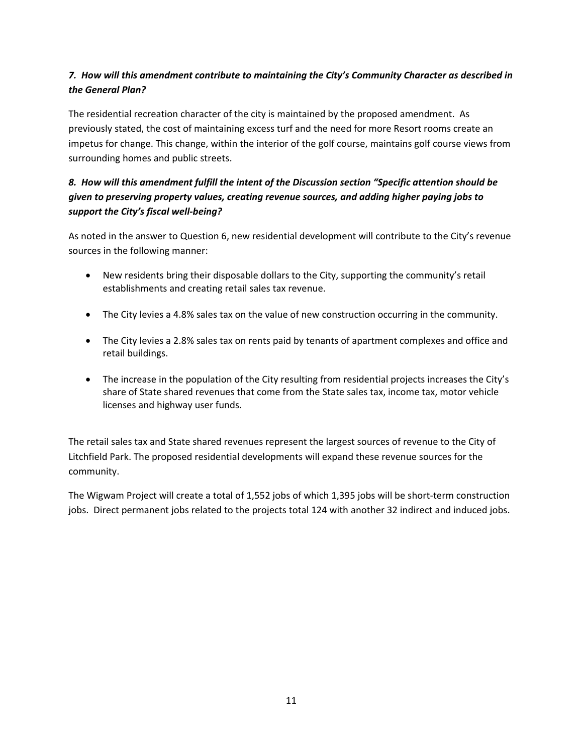### *7. How will this amendment contribute to maintaining the City's Community Character as described in the General Plan?*

The residential recreation character of the city is maintained by the proposed amendment. As previously stated, the cost of maintaining excess turf and the need for more Resort rooms create an impetus for change. This change, within the interior of the golf course, maintains golf course views from surrounding homes and public streets.

### *8. How will this amendment fulfill the intent of the Discussion section "Specific attention should be given to preserving property values, creating revenue sources, and adding higher paying jobs to support the City's fiscal well-being?*

As noted in the answer to Question 6, new residential development will contribute to the City's revenue sources in the following manner:

- New residents bring their disposable dollars to the City, supporting the community's retail establishments and creating retail sales tax revenue.
- The City levies a 4.8% sales tax on the value of new construction occurring in the community.
- The City levies a 2.8% sales tax on rents paid by tenants of apartment complexes and office and retail buildings.
- The increase in the population of the City resulting from residential projects increases the City's share of State shared revenues that come from the State sales tax, income tax, motor vehicle licenses and highway user funds.

The retail sales tax and State shared revenues represent the largest sources of revenue to the City of Litchfield Park. The proposed residential developments will expand these revenue sources for the community.

The Wigwam Project will create a total of 1,552 jobs of which 1,395 jobs will be short-term construction jobs. Direct permanent jobs related to the projects total 124 with another 32 indirect and induced jobs.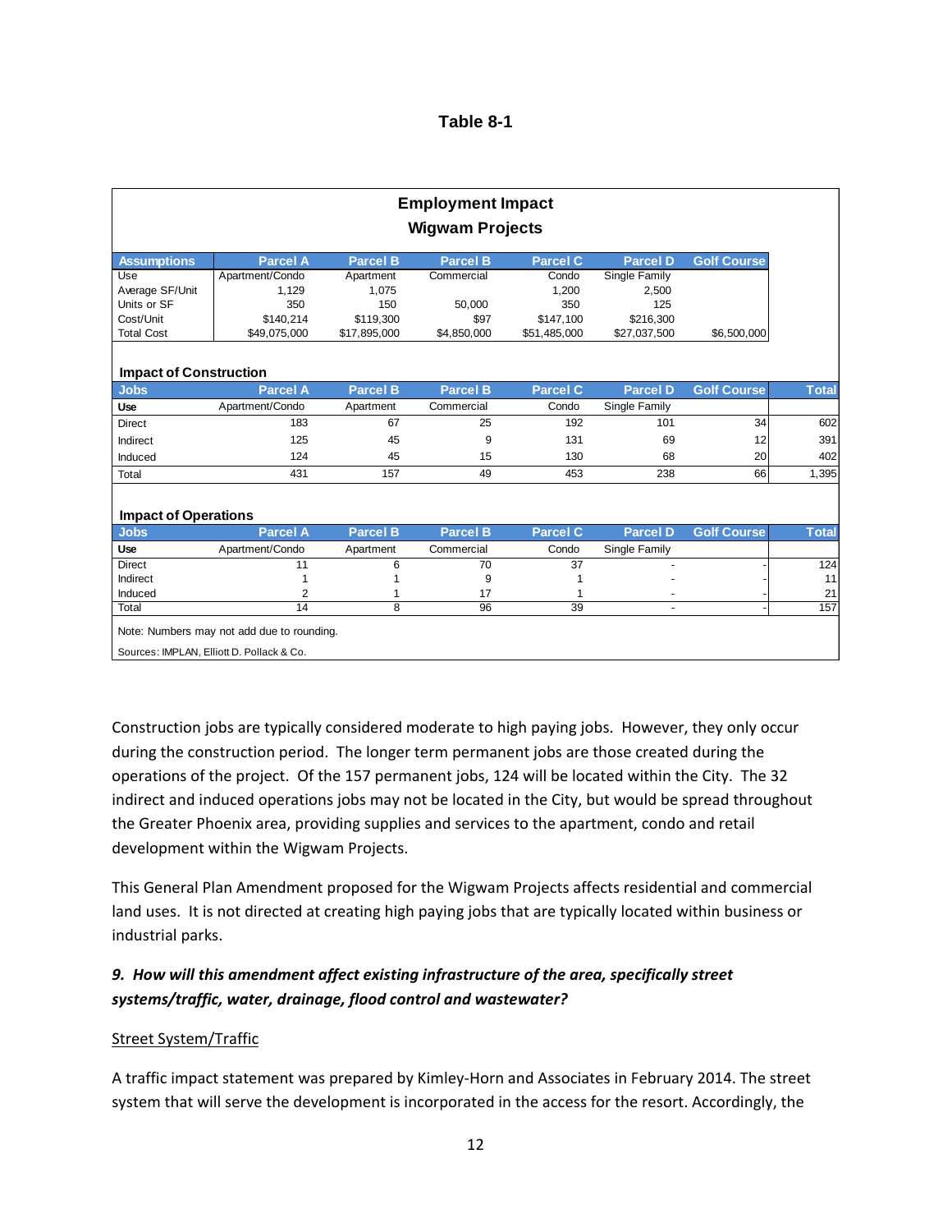**Table 8-1**

**Employment Impact**
**Wigwam Projects**

| Assumptions | Parcel A | Parcel B | Parcel B | Parcel C | Parcel D | Golf Course |
|---|---|---|---|---|---|---|
| Use | Apartment/Condo | Apartment | Commercial | Condo | Single Family | |
| Average SF/Unit | 1,129 | 1,075 | | 1,200 | 2,500 | |
| Units or SF | 350 | 150 | 50,000 | 350 | 125 | |
| Cost/Unit | $140,214 | $119,300 | $97 | $147,100 | $216,300 | |
| Total Cost | $49,075,000 | $17,895,000 | $4,850,000 | $51,485,000 | $27,037,500 | $6,500,000 |

**Impact of Construction**

| Jobs | Parcel A | Parcel B | Parcel B | Parcel C | Parcel D | Golf Course | Total |
|---|---|---|---|---|---|---|---|
| **Use** | Apartment/Condo | Apartment | Commercial | Condo | Single Family | | |
| Direct | 183 | 67 | 25 | 192 | 101 | 34 | 602 |
| Indirect | 125 | 45 | 9 | 131 | 69 | 12 | 391 |
| Induced | 124 | 45 | 15 | 130 | 68 | 20 | 402 |
| Total | 431 | 157 | 49 | 453 | 238 | 66 | 1,395 |

**Impact of Operations**

| Jobs | Parcel A | Parcel B | Parcel B | Parcel C | Parcel D | Golf Course | Total |
|---|---|---|---|---|---|---|---|
| **Use** | Apartment/Condo | Apartment | Commercial | Condo | Single Family | | |
| Direct | 11 | 6 | 70 | 37 | - | - | 124 |
| Indirect | 1 | 1 | 9 | 1 | - | - | 11 |
| Induced | 2 | 1 | 17 | 1 | - | - | 21 |
| Total | 14 | 8 | 96 | 39 | - | - | 157 |

Note: Numbers may not add due to rounding.

Sources: IMPLAN, Elliott D. Pollack & Co.

Construction jobs are typically considered moderate to high paying jobs. However, they only occur during the construction period. The longer term permanent jobs are those created during the operations of the project. Of the 157 permanent jobs, 124 will be located within the City. The 32 indirect and induced operations jobs may not be located in the City, but would be spread throughout the Greater Phoenix area, providing supplies and services to the apartment, condo and retail development within the Wigwam Projects.

This General Plan Amendment proposed for the Wigwam Projects affects residential and commercial land uses. It is not directed at creating high paying jobs that are typically located within business or industrial parks.

### *9. How will this amendment affect existing infrastructure of the area, specifically street systems/traffic, water, drainage, flood control and wastewater?*

Street System/Traffic

A traffic impact statement was prepared by Kimley-Horn and Associates in February 2014. The street system that will serve the development is incorporated in the access for the resort. Accordingly, the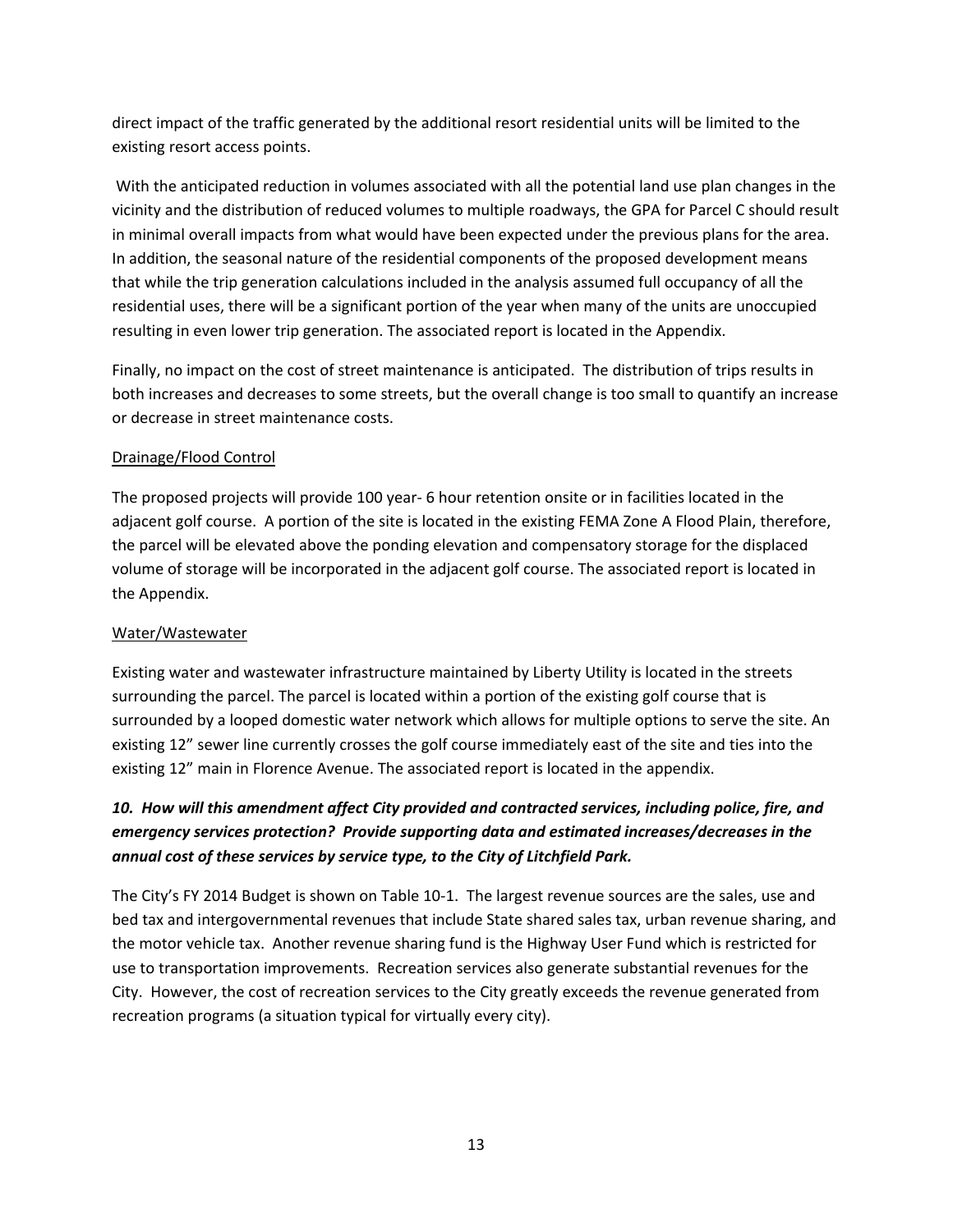direct impact of the traffic generated by the additional resort residential units will be limited to the existing resort access points.

With the anticipated reduction in volumes associated with all the potential land use plan changes in the vicinity and the distribution of reduced volumes to multiple roadways, the GPA for Parcel C should result in minimal overall impacts from what would have been expected under the previous plans for the area. In addition, the seasonal nature of the residential components of the proposed development means that while the trip generation calculations included in the analysis assumed full occupancy of all the residential uses, there will be a significant portion of the year when many of the units are unoccupied resulting in even lower trip generation. The associated report is located in the Appendix.

Finally, no impact on the cost of street maintenance is anticipated. The distribution of trips results in both increases and decreases to some streets, but the overall change is too small to quantify an increase or decrease in street maintenance costs.

<u>Drainage/Flood Control</u>

The proposed projects will provide 100 year- 6 hour retention onsite or in facilities located in the adjacent golf course. A portion of the site is located in the existing FEMA Zone A Flood Plain, therefore, the parcel will be elevated above the ponding elevation and compensatory storage for the displaced volume of storage will be incorporated in the adjacent golf course. The associated report is located in the Appendix.

<u>Water/Wastewater</u>

Existing water and wastewater infrastructure maintained by Liberty Utility is located in the streets surrounding the parcel. The parcel is located within a portion of the existing golf course that is surrounded by a looped domestic water network which allows for multiple options to serve the site. An existing 12" sewer line currently crosses the golf course immediately east of the site and ties into the existing 12" main in Florence Avenue. The associated report is located in the appendix.

### ***10. How will this amendment affect City provided and contracted services, including police, fire, and emergency services protection? Provide supporting data and estimated increases/decreases in the annual cost of these services by service type, to the City of Litchfield Park.***

The City's FY 2014 Budget is shown on Table 10-1. The largest revenue sources are the sales, use and bed tax and intergovernmental revenues that include State shared sales tax, urban revenue sharing, and the motor vehicle tax. Another revenue sharing fund is the Highway User Fund which is restricted for use to transportation improvements. Recreation services also generate substantial revenues for the City. However, the cost of recreation services to the City greatly exceeds the revenue generated from recreation programs (a situation typical for virtually every city).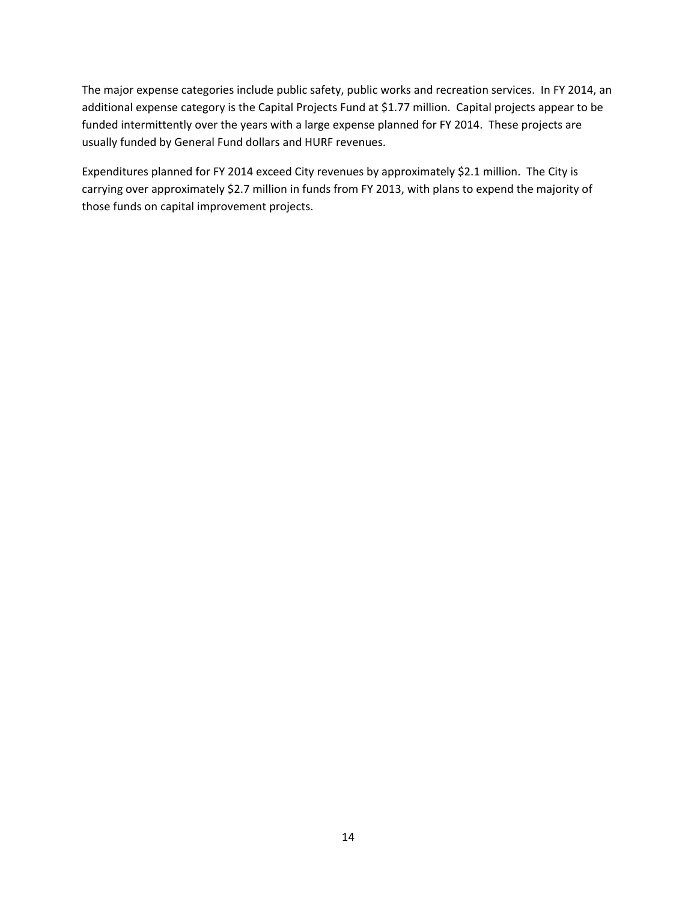The major expense categories include public safety, public works and recreation services. In FY 2014, an additional expense category is the Capital Projects Fund at $1.77 million. Capital projects appear to be funded intermittently over the years with a large expense planned for FY 2014. These projects are usually funded by General Fund dollars and HURF revenues.

Expenditures planned for FY 2014 exceed City revenues by approximately $2.1 million. The City is carrying over approximately $2.7 million in funds from FY 2013, with plans to expend the majority of those funds on capital improvement projects.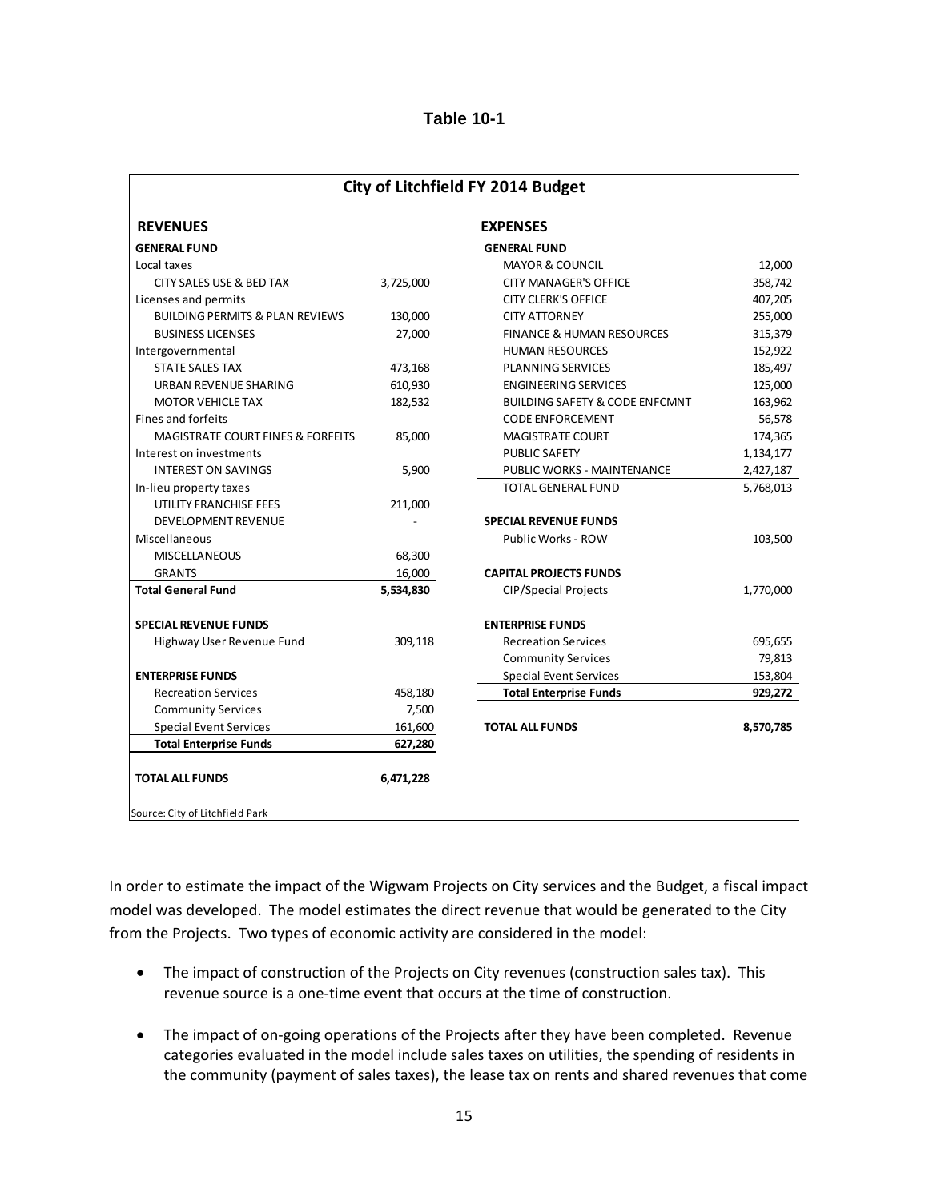**Table 10-1**

**City of Litchfield FY 2014 Budget**

| REVENUES | | EXPENSES | |
|---|---|---|---|
| **GENERAL FUND** | | **GENERAL FUND** | |
| Local taxes | | MAYOR & COUNCIL | 12,000 |
| CITY SALES USE & BED TAX | 3,725,000 | CITY MANAGER'S OFFICE | 358,742 |
| Licenses and permits | | CITY CLERK'S OFFICE | 407,205 |
| BUILDING PERMITS & PLAN REVIEWS | 130,000 | CITY ATTORNEY | 255,000 |
| BUSINESS LICENSES | 27,000 | FINANCE & HUMAN RESOURCES | 315,379 |
| Intergovernmental | | HUMAN RESOURCES | 152,922 |
| STATE SALES TAX | 473,168 | PLANNING SERVICES | 185,497 |
| URBAN REVENUE SHARING | 610,930 | ENGINEERING SERVICES | 125,000 |
| MOTOR VEHICLE TAX | 182,532 | BUILDING SAFETY & CODE ENFCMNT | 163,962 |
| Fines and forfeits | | CODE ENFORCEMENT | 56,578 |
| MAGISTRATE COURT FINES & FORFEITS | 85,000 | MAGISTRATE COURT | 174,365 |
| Interest on investments | | PUBLIC SAFETY | 1,134,177 |
| INTEREST ON SAVINGS | 5,900 | PUBLIC WORKS - MAINTENANCE | 2,427,187 |
| In-lieu property taxes | | TOTAL GENERAL FUND | 5,768,013 |
| UTILITY FRANCHISE FEES | 211,000 | | |
| DEVELOPMENT REVENUE | - | **SPECIAL REVENUE FUNDS** | |
| Miscellaneous | | Public Works - ROW | 103,500 |
| MISCELLANEOUS | 68,300 | | |
| GRANTS | 16,000 | **CAPITAL PROJECTS FUNDS** | |
| **Total General Fund** | **5,534,830** | CIP/Special Projects | 1,770,000 |
| | | | |
| **SPECIAL REVENUE FUNDS** | | **ENTERPRISE FUNDS** | |
| Highway User Revenue Fund | 309,118 | Recreation Services | 695,655 |
| | | Community Services | 79,813 |
| **ENTERPRISE FUNDS** | | Special Event Services | 153,804 |
| Recreation Services | 458,180 | **Total Enterprise Funds** | **929,272** |
| Community Services | 7,500 | | |
| Special Event Services | 161,600 | **TOTAL ALL FUNDS** | **8,570,785** |
| **Total Enterprise Funds** | **627,280** | | |
| | | | |
| **TOTAL ALL FUNDS** | **6,471,228** | | |

Source: City of Litchfield Park

In order to estimate the impact of the Wigwam Projects on City services and the Budget, a fiscal impact model was developed. The model estimates the direct revenue that would be generated to the City from the Projects. Two types of economic activity are considered in the model:

- The impact of construction of the Projects on City revenues (construction sales tax). This revenue source is a one-time event that occurs at the time of construction.
- The impact of on-going operations of the Projects after they have been completed. Revenue categories evaluated in the model include sales taxes on utilities, the spending of residents in the community (payment of sales taxes), the lease tax on rents and shared revenues that come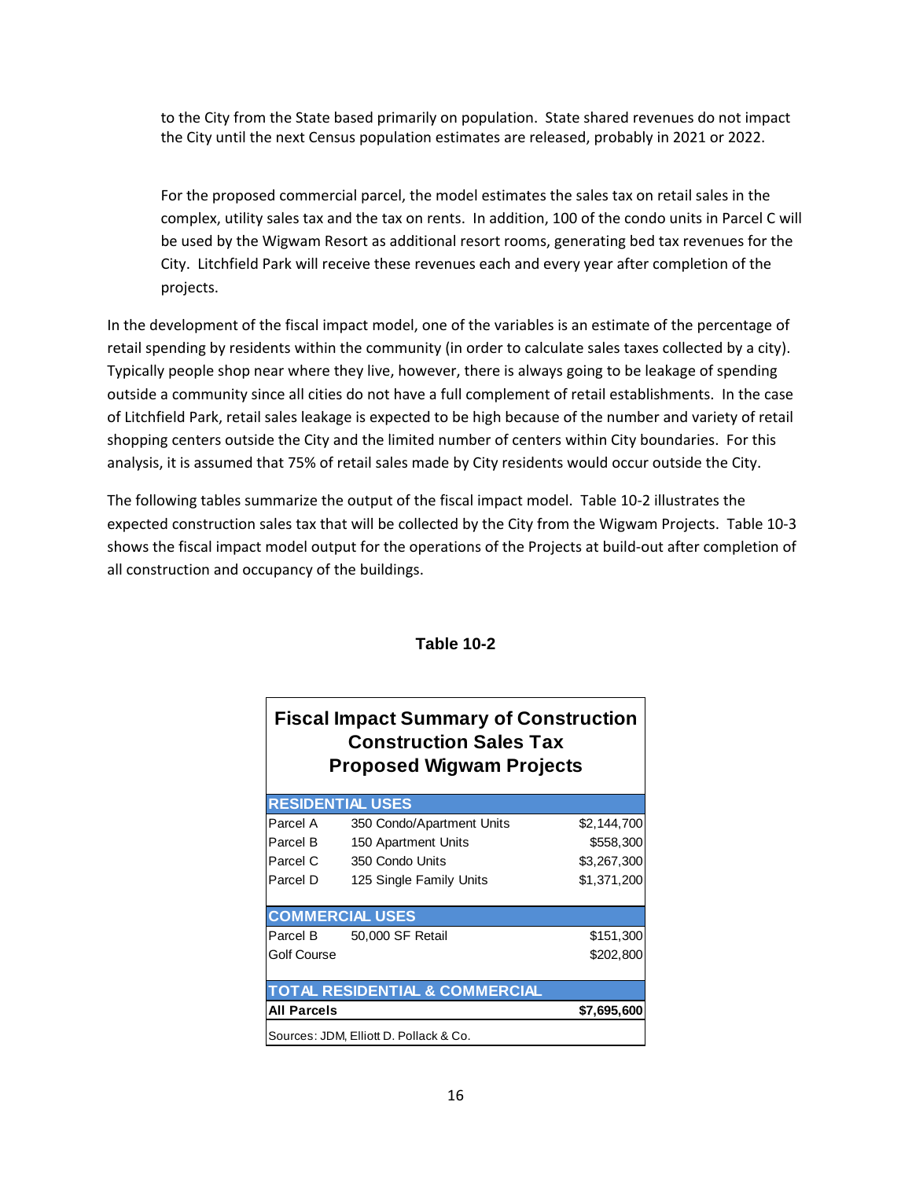to the City from the State based primarily on population. State shared revenues do not impact the City until the next Census population estimates are released, probably in 2021 or 2022.

For the proposed commercial parcel, the model estimates the sales tax on retail sales in the complex, utility sales tax and the tax on rents. In addition, 100 of the condo units in Parcel C will be used by the Wigwam Resort as additional resort rooms, generating bed tax revenues for the City. Litchfield Park will receive these revenues each and every year after completion of the projects.

In the development of the fiscal impact model, one of the variables is an estimate of the percentage of retail spending by residents within the community (in order to calculate sales taxes collected by a city). Typically people shop near where they live, however, there is always going to be leakage of spending outside a community since all cities do not have a full complement of retail establishments. In the case of Litchfield Park, retail sales leakage is expected to be high because of the number and variety of retail shopping centers outside the City and the limited number of centers within City boundaries. For this analysis, it is assumed that 75% of retail sales made by City residents would occur outside the City.

The following tables summarize the output of the fiscal impact model. Table 10-2 illustrates the expected construction sales tax that will be collected by the City from the Wigwam Projects. Table 10-3 shows the fiscal impact model output for the operations of the Projects at build-out after completion of all construction and occupancy of the buildings.

**Table 10-2**

**Fiscal Impact Summary of Construction Construction Sales Tax Proposed Wigwam Projects**

| | | |
|---|---|---|
| **RESIDENTIAL USES** | | |
| Parcel A | 350 Condo/Apartment Units | $2,144,700 |
| Parcel B | 150 Apartment Units | $558,300 |
| Parcel C | 350 Condo Units | $3,267,300 |
| Parcel D | 125 Single Family Units | $1,371,200 |
| **COMMERCIAL USES** | | |
| Parcel B | 50,000 SF Retail | $151,300 |
| Golf Course | | $202,800 |
| **TOTAL RESIDENTIAL & COMMERCIAL** | | |
| **All Parcels** | | **$7,695,600** |

Sources: JDM, Elliott D. Pollack & Co.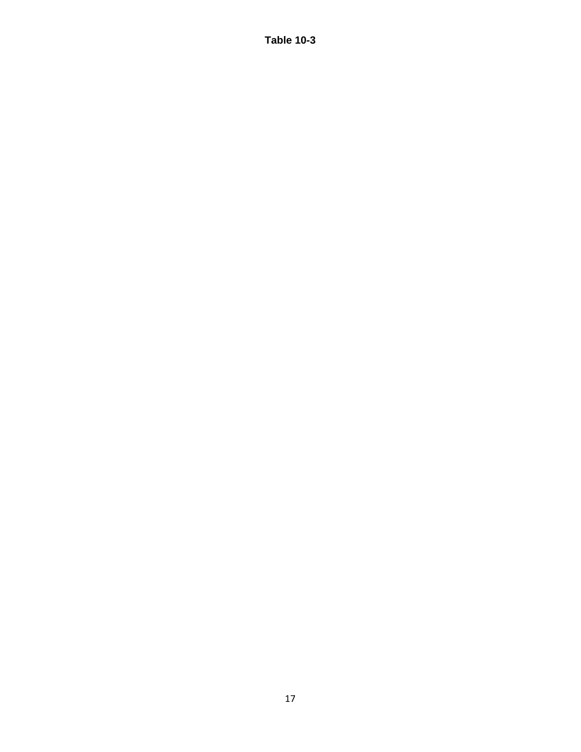**Table 10-3**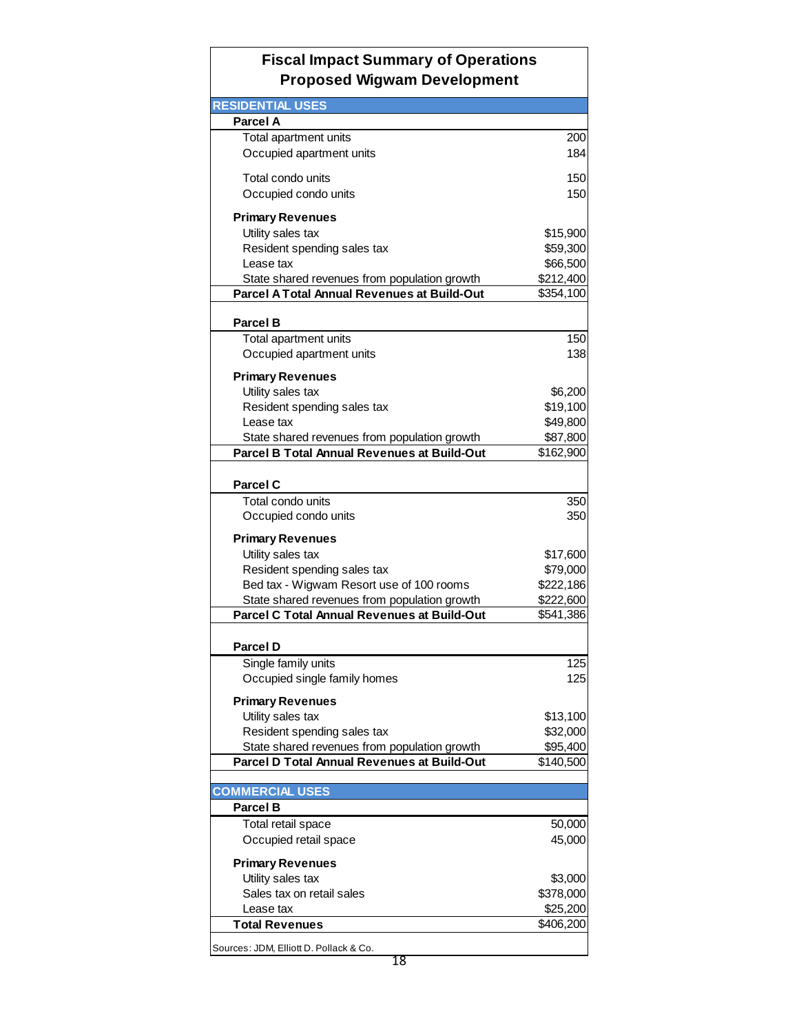## Fiscal Impact Summary of Operations
## Proposed Wigwam Development

| | |
|---|---|
| **RESIDENTIAL USES** | |
| **Parcel A** | |
| Total apartment units | 200 |
| Occupied apartment units | 184 |
| Total condo units | 150 |
| Occupied condo units | 150 |
| **Primary Revenues** | |
| Utility sales tax | $15,900 |
| Resident spending sales tax | $59,300 |
| Lease tax | $66,500 |
| State shared revenues from population growth | $212,400 |
| **Parcel A Total Annual Revenues at Build-Out** | $354,100 |
| **Parcel B** | |
| Total apartment units | 150 |
| Occupied apartment units | 138 |
| **Primary Revenues** | |
| Utility sales tax | $6,200 |
| Resident spending sales tax | $19,100 |
| Lease tax | $49,800 |
| State shared revenues from population growth | $87,800 |
| **Parcel B Total Annual Revenues at Build-Out** | $162,900 |
| **Parcel C** | |
| Total condo units | 350 |
| Occupied condo units | 350 |
| **Primary Revenues** | |
| Utility sales tax | $17,600 |
| Resident spending sales tax | $79,000 |
| Bed tax - Wigwam Resort use of 100 rooms | $222,186 |
| State shared revenues from population growth | $222,600 |
| **Parcel C Total Annual Revenues at Build-Out** | $541,386 |
| **Parcel D** | |
| Single family units | 125 |
| Occupied single family homes | 125 |
| **Primary Revenues** | |
| Utility sales tax | $13,100 |
| Resident spending sales tax | $32,000 |
| State shared revenues from population growth | $95,400 |
| **Parcel D Total Annual Revenues at Build-Out** | $140,500 |
| **COMMERCIAL USES** | |
| **Parcel B** | |
| Total retail space | 50,000 |
| Occupied retail space | 45,000 |
| **Primary Revenues** | |
| Utility sales tax | $3,000 |
| Sales tax on retail sales | $378,000 |
| Lease tax | $25,200 |
| **Total Revenues** | $406,200 |

Sources: JDM, Elliott D. Pollack & Co.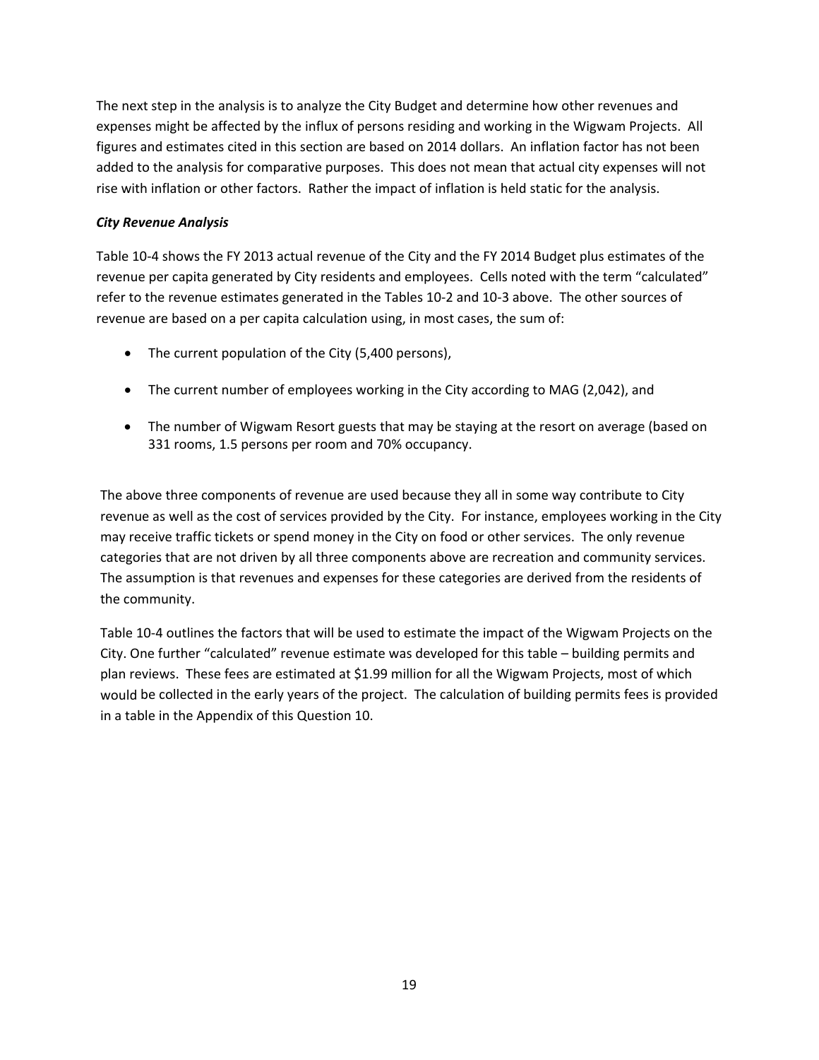The next step in the analysis is to analyze the City Budget and determine how other revenues and expenses might be affected by the influx of persons residing and working in the Wigwam Projects. All figures and estimates cited in this section are based on 2014 dollars. An inflation factor has not been added to the analysis for comparative purposes. This does not mean that actual city expenses will not rise with inflation or other factors. Rather the impact of inflation is held static for the analysis.

***City Revenue Analysis***

Table 10-4 shows the FY 2013 actual revenue of the City and the FY 2014 Budget plus estimates of the revenue per capita generated by City residents and employees. Cells noted with the term "calculated" refer to the revenue estimates generated in the Tables 10-2 and 10-3 above. The other sources of revenue are based on a per capita calculation using, in most cases, the sum of:

- The current population of the City (5,400 persons),
- The current number of employees working in the City according to MAG (2,042), and
- The number of Wigwam Resort guests that may be staying at the resort on average (based on 331 rooms, 1.5 persons per room and 70% occupancy.

The above three components of revenue are used because they all in some way contribute to City revenue as well as the cost of services provided by the City. For instance, employees working in the City may receive traffic tickets or spend money in the City on food or other services. The only revenue categories that are not driven by all three components above are recreation and community services. The assumption is that revenues and expenses for these categories are derived from the residents of the community.

Table 10-4 outlines the factors that will be used to estimate the impact of the Wigwam Projects on the City. One further "calculated" revenue estimate was developed for this table – building permits and plan reviews. These fees are estimated at $1.99 million for all the Wigwam Projects, most of which would be collected in the early years of the project. The calculation of building permits fees is provided in a table in the Appendix of this Question 10.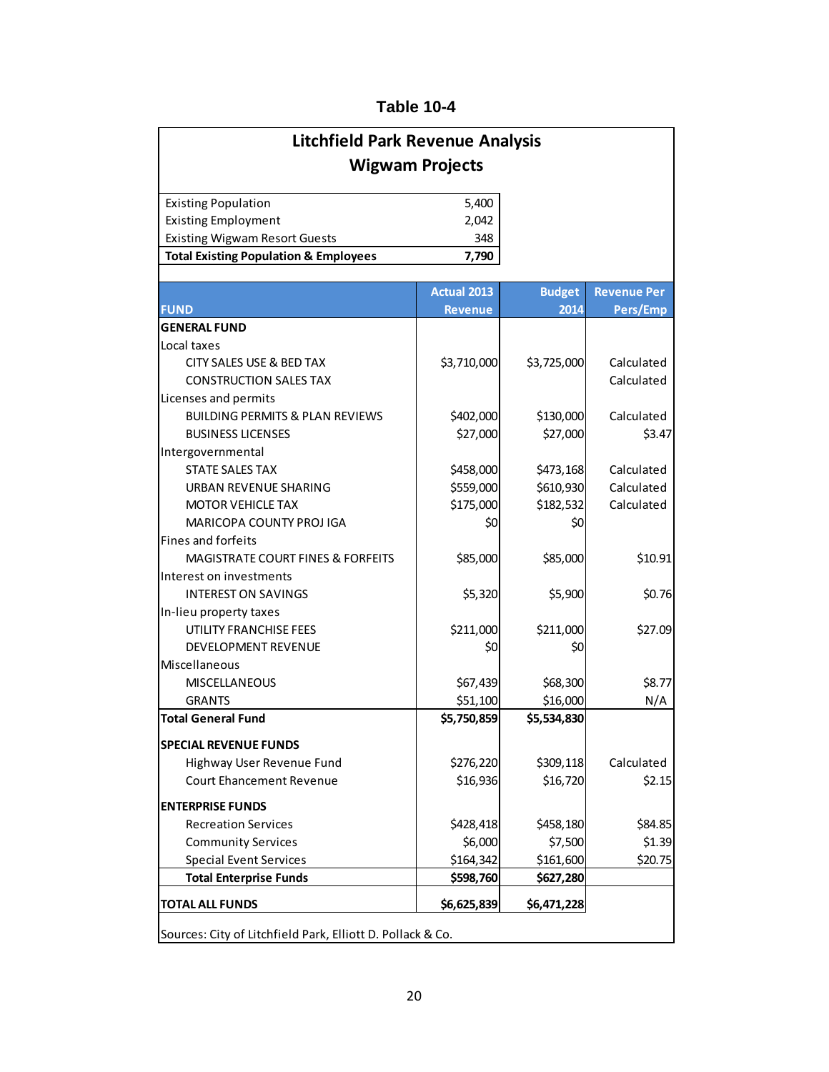**Table 10-4**

## Litchfield Park Revenue Analysis
## Wigwam Projects

| | |
|---|---|
| Existing Population | 5,400 |
| Existing Employment | 2,042 |
| Existing Wigwam Resort Guests | 348 |
| **Total Existing Population & Employees** | **7,790** |

| FUND | Actual 2013 Revenue | Budget 2014 | Revenue Per Pers/Emp |
|---|---|---|---|
| **GENERAL FUND** | | | |
| Local taxes | | | |
| CITY SALES USE & BED TAX | $3,710,000 | $3,725,000 | Calculated |
| CONSTRUCTION SALES TAX | | | Calculated |
| Licenses and permits | | | |
| BUILDING PERMITS & PLAN REVIEWS | $402,000 | $130,000 | Calculated |
| BUSINESS LICENSES | $27,000 | $27,000 | $3.47 |
| Intergovernmental | | | |
| STATE SALES TAX | $458,000 | $473,168 | Calculated |
| URBAN REVENUE SHARING | $559,000 | $610,930 | Calculated |
| MOTOR VEHICLE TAX | $175,000 | $182,532 | Calculated |
| MARICOPA COUNTY PROJ IGA | $0 | $0 | |
| Fines and forfeits | | | |
| MAGISTRATE COURT FINES & FORFEITS | $85,000 | $85,000 | $10.91 |
| Interest on investments | | | |
| INTEREST ON SAVINGS | $5,320 | $5,900 | $0.76 |
| In-lieu property taxes | | | |
| UTILITY FRANCHISE FEES | $211,000 | $211,000 | $27.09 |
| DEVELOPMENT REVENUE | $0 | $0 | |
| Miscellaneous | | | |
| MISCELLANEOUS | $67,439 | $68,300 | $8.77 |
| GRANTS | $51,100 | $16,000 | N/A |
| **Total General Fund** | **$5,750,859** | **$5,534,830** | |
| **SPECIAL REVENUE FUNDS** | | | |
| Highway User Revenue Fund | $276,220 | $309,118 | Calculated |
| Court Ehancement Revenue | $16,936 | $16,720 | $2.15 |
| **ENTERPRISE FUNDS** | | | |
| Recreation Services | $428,418 | $458,180 | $84.85 |
| Community Services | $6,000 | $7,500 | $1.39 |
| Special Event Services | $164,342 | $161,600 | $20.75 |
| **Total Enterprise Funds** | **$598,760** | **$627,280** | |
| **TOTAL ALL FUNDS** | **$6,625,839** | **$6,471,228** | |

Sources: City of Litchfield Park, Elliott D. Pollack & Co.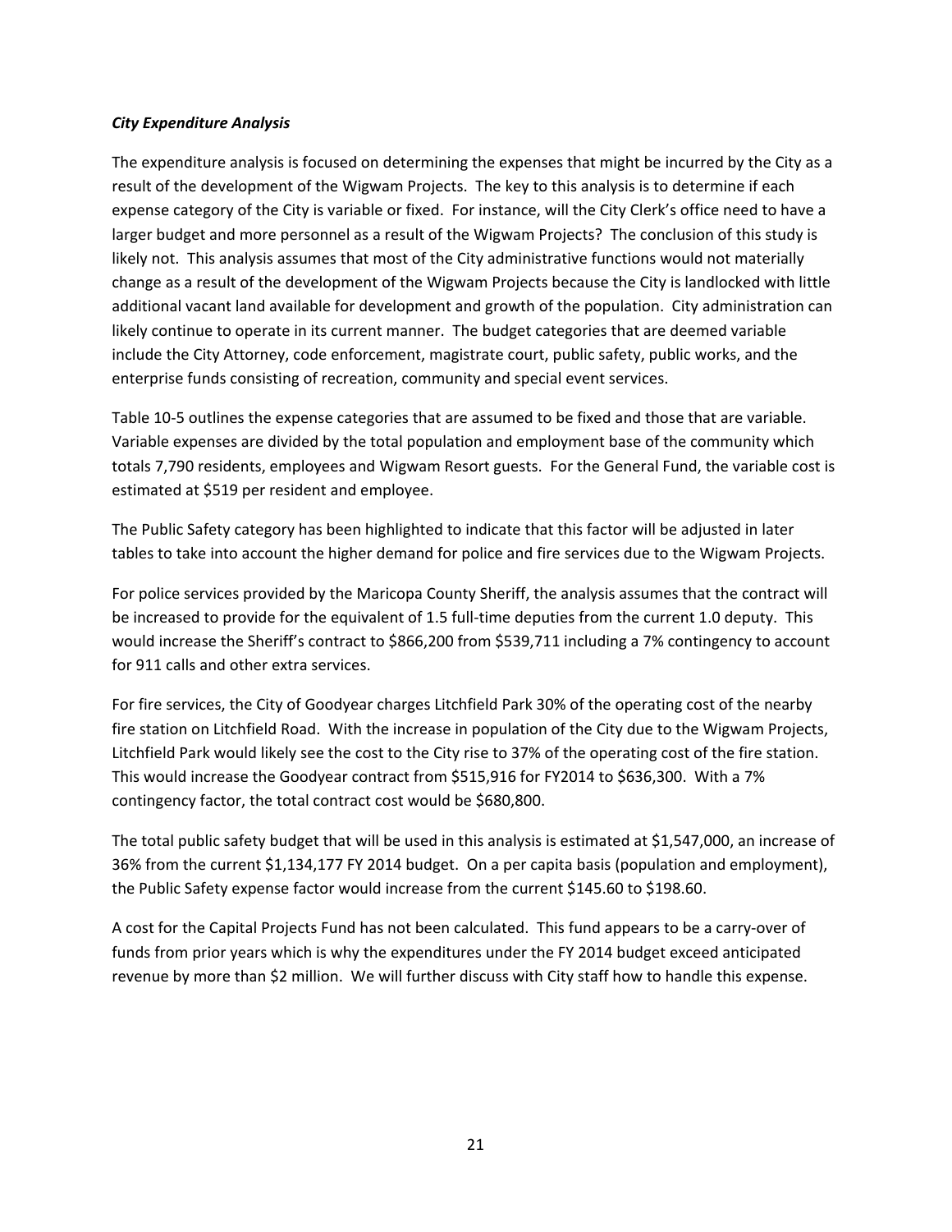***City Expenditure Analysis***

The expenditure analysis is focused on determining the expenses that might be incurred by the City as a result of the development of the Wigwam Projects. The key to this analysis is to determine if each expense category of the City is variable or fixed. For instance, will the City Clerk's office need to have a larger budget and more personnel as a result of the Wigwam Projects? The conclusion of this study is likely not. This analysis assumes that most of the City administrative functions would not materially change as a result of the development of the Wigwam Projects because the City is landlocked with little additional vacant land available for development and growth of the population. City administration can likely continue to operate in its current manner. The budget categories that are deemed variable include the City Attorney, code enforcement, magistrate court, public safety, public works, and the enterprise funds consisting of recreation, community and special event services.

Table 10-5 outlines the expense categories that are assumed to be fixed and those that are variable. Variable expenses are divided by the total population and employment base of the community which totals 7,790 residents, employees and Wigwam Resort guests. For the General Fund, the variable cost is estimated at $519 per resident and employee.

The Public Safety category has been highlighted to indicate that this factor will be adjusted in later tables to take into account the higher demand for police and fire services due to the Wigwam Projects.

For police services provided by the Maricopa County Sheriff, the analysis assumes that the contract will be increased to provide for the equivalent of 1.5 full-time deputies from the current 1.0 deputy. This would increase the Sheriff's contract to $866,200 from $539,711 including a 7% contingency to account for 911 calls and other extra services.

For fire services, the City of Goodyear charges Litchfield Park 30% of the operating cost of the nearby fire station on Litchfield Road. With the increase in population of the City due to the Wigwam Projects, Litchfield Park would likely see the cost to the City rise to 37% of the operating cost of the fire station. This would increase the Goodyear contract from $515,916 for FY2014 to $636,300. With a 7% contingency factor, the total contract cost would be $680,800.

The total public safety budget that will be used in this analysis is estimated at $1,547,000, an increase of 36% from the current $1,134,177 FY 2014 budget. On a per capita basis (population and employment), the Public Safety expense factor would increase from the current $145.60 to $198.60.

A cost for the Capital Projects Fund has not been calculated. This fund appears to be a carry-over of funds from prior years which is why the expenditures under the FY 2014 budget exceed anticipated revenue by more than $2 million. We will further discuss with City staff how to handle this expense.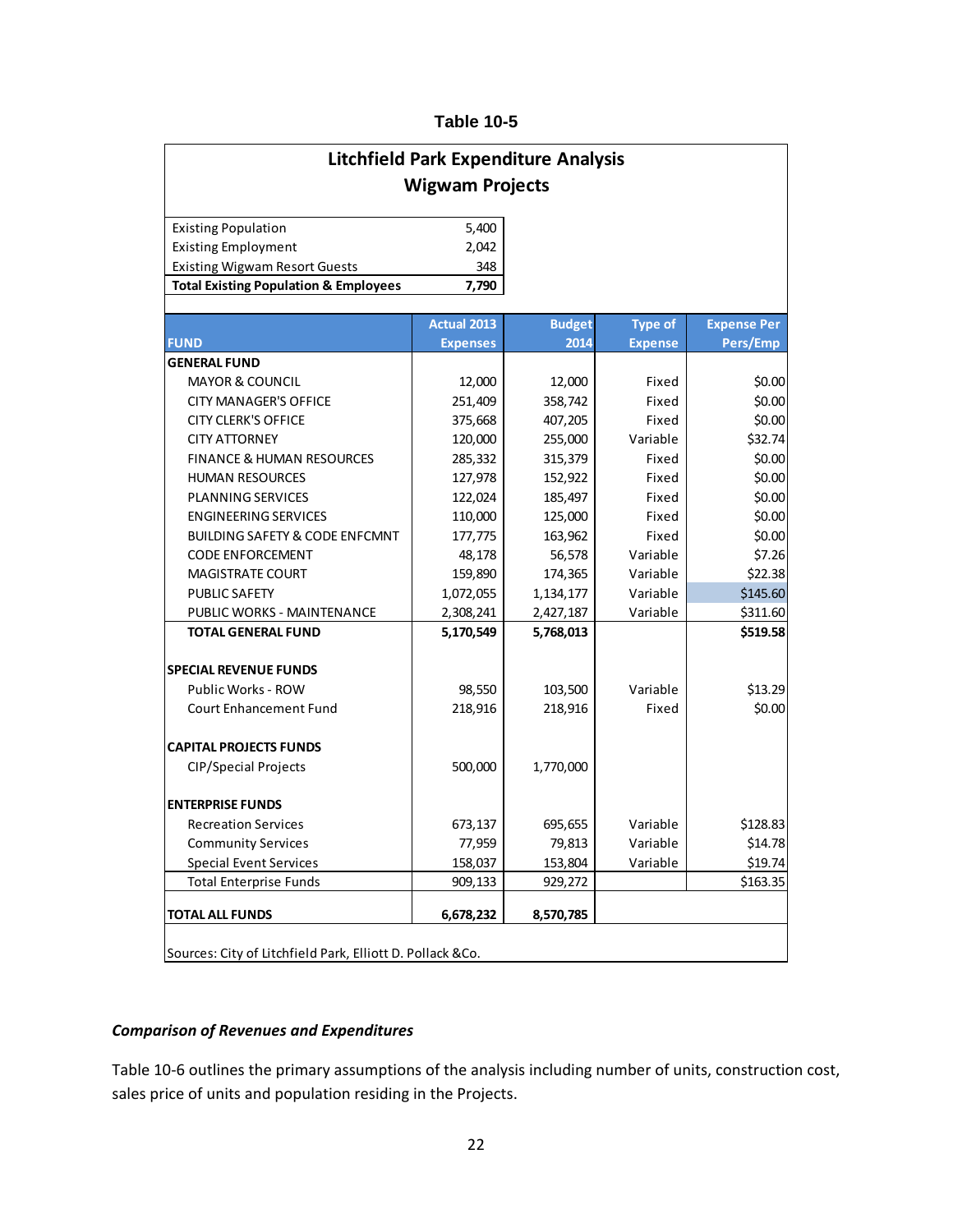**Table 10-5**

## Litchfield Park Expenditure Analysis
## Wigwam Projects

| | |
|---|---|
| Existing Population | 5,400 |
| Existing Employment | 2,042 |
| Existing Wigwam Resort Guests | 348 |
| **Total Existing Population & Employees** | **7,790** |

| FUND | Actual 2013 Expenses | Budget 2014 | Type of Expense | Expense Per Pers/Emp |
|---|---|---|---|---|
| **GENERAL FUND** | | | | |
| MAYOR & COUNCIL | 12,000 | 12,000 | Fixed | $0.00 |
| CITY MANAGER'S OFFICE | 251,409 | 358,742 | Fixed | $0.00 |
| CITY CLERK'S OFFICE | 375,668 | 407,205 | Fixed | $0.00 |
| CITY ATTORNEY | 120,000 | 255,000 | Variable | $32.74 |
| FINANCE & HUMAN RESOURCES | 285,332 | 315,379 | Fixed | $0.00 |
| HUMAN RESOURCES | 127,978 | 152,922 | Fixed | $0.00 |
| PLANNING SERVICES | 122,024 | 185,497 | Fixed | $0.00 |
| ENGINEERING SERVICES | 110,000 | 125,000 | Fixed | $0.00 |
| BUILDING SAFETY & CODE ENFCMNT | 177,775 | 163,962 | Fixed | $0.00 |
| CODE ENFORCEMENT | 48,178 | 56,578 | Variable | $7.26 |
| MAGISTRATE COURT | 159,890 | 174,365 | Variable | $22.38 |
| PUBLIC SAFETY | 1,072,055 | 1,134,177 | Variable | $145.60 |
| PUBLIC WORKS - MAINTENANCE | 2,308,241 | 2,427,187 | Variable | $311.60 |
| **TOTAL GENERAL FUND** | **5,170,549** | **5,768,013** | | **$519.58** |
| **SPECIAL REVENUE FUNDS** | | | | |
| Public Works - ROW | 98,550 | 103,500 | Variable | $13.29 |
| Court Enhancement Fund | 218,916 | 218,916 | Fixed | $0.00 |
| **CAPITAL PROJECTS FUNDS** | | | | |
| CIP/Special Projects | 500,000 | 1,770,000 | | |
| **ENTERPRISE FUNDS** | | | | |
| Recreation Services | 673,137 | 695,655 | Variable | $128.83 |
| Community Services | 77,959 | 79,813 | Variable | $14.78 |
| Special Event Services | 158,037 | 153,804 | Variable | $19.74 |
| Total Enterprise Funds | 909,133 | 929,272 | | $163.35 |
| **TOTAL ALL FUNDS** | **6,678,232** | **8,570,785** | | |

Sources: City of Litchfield Park, Elliott D. Pollack &Co.

***Comparison of Revenues and Expenditures***

Table 10-6 outlines the primary assumptions of the analysis including number of units, construction cost, sales price of units and population residing in the Projects.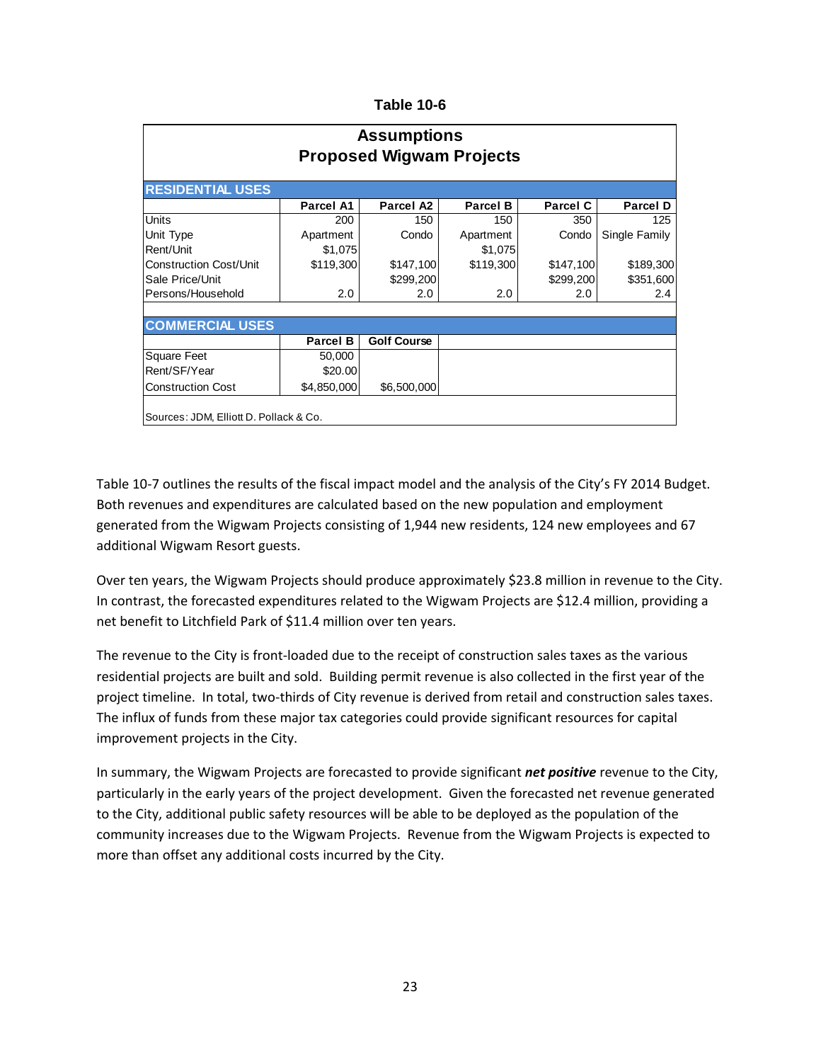**Table 10-6**

## Assumptions
## Proposed Wigwam Projects

| RESIDENTIAL USES | Parcel A1 | Parcel A2 | Parcel B | Parcel C | Parcel D |
|---|---|---|---|---|---|
| Units | 200 | 150 | 150 | 350 | 125 |
| Unit Type | Apartment | Condo | Apartment | Condo | Single Family |
| Rent/Unit | $1,075 | | $1,075 | | |
| Construction Cost/Unit | $119,300 | $147,100 | $119,300 | $147,100 | $189,300 |
| Sale Price/Unit | | $299,200 | | $299,200 | $351,600 |
| Persons/Household | 2.0 | 2.0 | 2.0 | 2.0 | 2.4 |

| COMMERCIAL USES | Parcel B | Golf Course |
|---|---|---|
| Square Feet | 50,000 | |
| Rent/SF/Year | $20.00 | |
| Construction Cost | $4,850,000 | $6,500,000 |

Sources: JDM, Elliott D. Pollack & Co.

Table 10-7 outlines the results of the fiscal impact model and the analysis of the City's FY 2014 Budget. Both revenues and expenditures are calculated based on the new population and employment generated from the Wigwam Projects consisting of 1,944 new residents, 124 new employees and 67 additional Wigwam Resort guests.

Over ten years, the Wigwam Projects should produce approximately $23.8 million in revenue to the City. In contrast, the forecasted expenditures related to the Wigwam Projects are $12.4 million, providing a net benefit to Litchfield Park of $11.4 million over ten years.

The revenue to the City is front-loaded due to the receipt of construction sales taxes as the various residential projects are built and sold. Building permit revenue is also collected in the first year of the project timeline. In total, two-thirds of City revenue is derived from retail and construction sales taxes. The influx of funds from these major tax categories could provide significant resources for capital improvement projects in the City.

In summary, the Wigwam Projects are forecasted to provide significant ***net positive*** revenue to the City, particularly in the early years of the project development. Given the forecasted net revenue generated to the City, additional public safety resources will be able to be deployed as the population of the community increases due to the Wigwam Projects. Revenue from the Wigwam Projects is expected to more than offset any additional costs incurred by the City.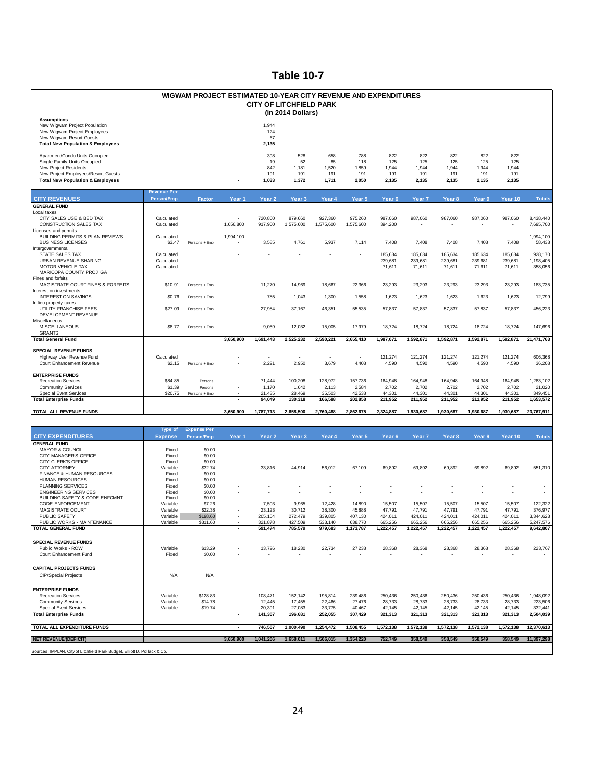# Table 10-7

## WIGWAM PROJECT ESTIMATED 10-YEAR CITY REVENUE AND EXPENDITURES
### CITY OF LITCHFIELD PARK
### (in 2014 Dollars)

| Assumptions | | | | | | | | | | | | | |
|---|---|---|---|---|---|---|---|---|---|---|---|---|---|
| New Wigwam Project Population | | | | 1,944 | | | | | | | | | |
| New Wigwam Project Employees | | | | 124 | | | | | | | | | |
| New Wigwam Resort Guests | | | | 67 | | | | | | | | | |
| **Total New Population & Employees** | | | | **2,135** | | | | | | | | | |
| | | | | | | | | | | | | | |
| Apartment/Condo Units Occupied | | | - | 398 | 528 | 658 | 788 | 822 | 822 | 822 | 822 | 822 | |
| Single Family Units Occupied | | | - | 19 | 52 | 85 | 118 | 125 | 125 | 125 | 125 | 125 | |
| New Project Residents | | | - | 842 | 1,181 | 1,520 | 1,859 | 1,944 | 1,944 | 1,944 | 1,944 | 1,944 | |
| New Project Employees/Resort Guests | | | - | 191 | 191 | 191 | 191 | 191 | 191 | 191 | 191 | 191 | |
| **Total New Population & Employees** | | | **-** | **1,033** | **1,372** | **1,711** | **2,050** | **2,135** | **2,135** | **2,135** | **2,135** | **2,135** | |

| CITY REVENUES | Revenue Per Person/Emp | Factor | Year 1 | Year 2 | Year 3 | Year 4 | Year 5 | Year 6 | Year 7 | Year 8 | Year 9 | Year 10 | Totals |
|---|---|---|---|---|---|---|---|---|---|---|---|---|---|
| **GENERAL FUND** | | | | | | | | | | | | | |
| Local taxes | | | | | | | | | | | | | |
| CITY SALES USE & BED TAX | Calculated | | - | 720,860 | 879,660 | 927,360 | 975,260 | 987,060 | 987,060 | 987,060 | 987,060 | 987,060 | 8,438,440 |
| CONSTRUCTION SALES TAX | Calculated | | 1,656,800 | 917,900 | 1,575,600 | 1,575,600 | 1,575,600 | 394,200 | - | - | - | - | 7,695,700 |
| Licenses and permits | | | | | | | | | | | | | |
| BUILDING PERMITS & PLAN REVIEWS | Calculated | | 1,994,100 | | | | | | | | | | 1,994,100 |
| BUSINESS LICENSES | $3.47 | Persons + Emp | - | 3,585 | 4,761 | 5,937 | 7,114 | 7,408 | 7,408 | 7,408 | 7,408 | 7,408 | 58,438 |
| Intergovernmental | | | | | | | | | | | | | |
| STATE SALES TAX | Calculated | | - | - | - | - | - | 185,634 | 185,634 | 185,634 | 185,634 | 185,634 | 928,170 |
| URBAN REVENUE SHARING | Calculated | | - | - | - | - | - | 239,681 | 239,681 | 239,681 | 239,681 | 239,681 | 1,198,405 |
| MOTOR VEHICLE TAX | Calculated | | - | - | - | - | - | 71,611 | 71,611 | 71,611 | 71,611 | 71,611 | 358,056 |
| MARICOPA COUNTY PROJ IGA | | | | | | | | | | | | | |
| Fines and forfeits | | | | | | | | | | | | | |
| MAGISTRATE COURT FINES & FORFEITS | $10.91 | Persons + Emp | - | 11,270 | 14,969 | 18,667 | 22,366 | 23,293 | 23,293 | 23,293 | 23,293 | 23,293 | 183,735 |
| Interest on investments | | | | | | | | | | | | | |
| INTEREST ON SAVINGS | $0.76 | Persons + Emp | - | 785 | 1,043 | 1,300 | 1,558 | 1,623 | 1,623 | 1,623 | 1,623 | 1,623 | 12,799 |
| In-lieu property taxes | | | | | | | | | | | | | |
| UTILITY FRANCHISE FEES | $27.09 | Persons + Emp | - | 27,984 | 37,167 | 46,351 | 55,535 | 57,837 | 57,837 | 57,837 | 57,837 | 57,837 | 456,223 |
| DEVELOPMENT REVENUE | | | | | | | | | | | | | |
| Miscellaneous | | | | | | | | | | | | | |
| MISCELLANEOUS | $8.77 | Persons + Emp | - | 9,059 | 12,032 | 15,005 | 17,979 | 18,724 | 18,724 | 18,724 | 18,724 | 18,724 | 147,696 |
| GRANTS | | | | | | | | | | | | | |
| **Total General Fund** | | | **3,650,900** | **1,691,443** | **2,525,232** | **2,590,221** | **2,655,410** | **1,987,071** | **1,592,871** | **1,592,871** | **1,592,871** | **1,592,871** | **21,471,763** |
| | | | | | | | | | | | | | |
| **SPECIAL REVENUE FUNDS** | | | | | | | | | | | | | |
| Highway User Revenue Fund | Calculated | | - | - | - | - | - | 121,274 | 121,274 | 121,274 | 121,274 | 121,274 | 606,368 |
| Court Enhancement Revenue | $2.15 | Persons + Emp | - | 2,221 | 2,950 | 3,679 | 4,408 | 4,590 | 4,590 | 4,590 | 4,590 | 4,590 | 36,208 |
| | | | | | | | | | | | | | |
| **ENTERPRISE FUNDS** | | | | | | | | | | | | | |
| Recreation Services | $84.85 | Persons | - | 71,444 | 100,208 | 128,972 | 157,736 | 164,948 | 164,948 | 164,948 | 164,948 | 164,948 | 1,283,102 |
| Community Services | $1.39 | Persons | - | 1,170 | 1,642 | 2,113 | 2,584 | 2,702 | 2,702 | 2,702 | 2,702 | 2,702 | 21,020 |
| Special Event Services | $20.75 | Persons + Emp | - | 21,435 | 28,469 | 35,503 | 42,538 | 44,301 | 44,301 | 44,301 | 44,301 | 44,301 | 349,451 |
| **Total Enterprise Funds** | | | **-** | **94,049** | **130,318** | **166,588** | **202,858** | **211,952** | **211,952** | **211,952** | **211,952** | **211,952** | **1,653,572** |
| | | | | | | | | | | | | | |
| **TOTAL ALL REVENUE FUNDS** | | | **3,650,900** | **1,787,713** | **2,658,500** | **2,760,488** | **2,862,675** | **2,324,887** | **1,930,687** | **1,930,687** | **1,930,687** | **1,930,687** | **23,767,911** |

| CITY EXPENDITURES | Type of Expense | Expense Per Person/Emp | Year 1 | Year 2 | Year 3 | Year 4 | Year 5 | Year 6 | Year 7 | Year 8 | Year 9 | Year 10 | Totals |
|---|---|---|---|---|---|---|---|---|---|---|---|---|---|
| **GENERAL FUND** | | | | | | | | | | | | | |
| MAYOR & COUNCIL | Fixed | $0.00 | - | - | - | - | - | - | - | - | - | - | - |
| CITY MANAGER'S OFFICE | Fixed | $0.00 | - | - | - | - | - | - | - | - | - | - | - |
| CITY CLERK'S OFFICE | Fixed | $0.00 | - | - | - | - | - | - | - | - | - | - | - |
| CITY ATTORNEY | Variable | $32.74 | - | 33,816 | 44,914 | 56,012 | 67,109 | 69,892 | 69,892 | 69,892 | 69,892 | 69,892 | 551,310 |
| FINANCE & HUMAN RESOURCES | Fixed | $0.00 | - | - | - | - | - | - | - | - | - | - | - |
| HUMAN RESOURCES | Fixed | $0.00 | - | - | - | - | - | - | - | - | - | - | - |
| PLANNING SERVICES | Fixed | $0.00 | - | - | - | - | - | - | - | - | - | - | - |
| ENGINEERING SERVICES | Fixed | $0.00 | - | - | - | - | - | - | - | - | - | - | - |
| BUILDING SAFETY & CODE ENFCMNT | Fixed | $0.00 | - | - | - | - | - | - | - | - | - | - | - |
| CODE ENFORCEMENT | Variable | $7.26 | - | 7,503 | 9,965 | 12,428 | 14,890 | 15,507 | 15,507 | 15,507 | 15,507 | 15,507 | 122,322 |
| MAGISTRATE COURT | Variable | $22.38 | - | 23,123 | 30,712 | 38,300 | 45,888 | 47,791 | 47,791 | 47,791 | 47,791 | 47,791 | 376,977 |
| PUBLIC SAFETY | Variable | $198.60 | - | 205,154 | 272,479 | 339,805 | 407,130 | 424,011 | 424,011 | 424,011 | 424,011 | 424,011 | 3,344,623 |
| PUBLIC WORKS - MAINTENANCE | Variable | $311.60 | - | 321,878 | 427,509 | 533,140 | 638,770 | 665,256 | 665,256 | 665,256 | 665,256 | 665,256 | 5,247,576 |
| **TOTAL GENERAL FUND** | | | **-** | **591,474** | **785,579** | **979,683** | **1,173,787** | **1,222,457** | **1,222,457** | **1,222,457** | **1,222,457** | **1,222,457** | **9,642,807** |
| | | | | | | | | | | | | | |
| **SPECIAL REVENUE FUNDS** | | | | | | | | | | | | | |
| Public Works - ROW | Variable | $13.29 | - | 13,726 | 18,230 | 22,734 | 27,238 | 28,368 | 28,368 | 28,368 | 28,368 | 28,368 | 223,767 |
| Court Enhancement Fund | Fixed | $0.00 | - | - | - | - | - | - | - | - | - | - | - |
| | | | | | | | | | | | | | |
| **CAPITAL PROJECTS FUNDS** | | | | | | | | | | | | | |
| CIP/Special Projects | N/A | N/A | | | | | | | | | | | |
| | | | | | | | | | | | | | |
| **ENTERPRISE FUNDS** | | | | | | | | | | | | | |
| Recreation Services | Variable | $128.83 | - | 108,471 | 152,142 | 195,814 | 239,486 | 250,436 | 250,436 | 250,436 | 250,436 | 250,436 | 1,948,092 |
| Community Services | Variable | $14.78 | - | 12,445 | 17,455 | 22,466 | 27,476 | 28,733 | 28,733 | 28,733 | 28,733 | 28,733 | 223,506 |
| Special Event Services | Variable | $19.74 | - | 20,391 | 27,083 | 33,775 | 40,467 | 42,145 | 42,145 | 42,145 | 42,145 | 42,145 | 332,441 |
| **Total Enterprise Funds** | | | **-** | **141,307** | **196,681** | **252,055** | **307,429** | **321,313** | **321,313** | **321,313** | **321,313** | **321,313** | **2,504,039** |
| | | | | | | | | | | | | | |
| **TOTAL ALL EXPENDITURE FUNDS** | | | **-** | **746,507** | **1,000,490** | **1,254,472** | **1,508,455** | **1,572,138** | **1,572,138** | **1,572,138** | **1,572,138** | **1,572,138** | **12,370,613** |
| | | | | | | | | | | | | | |
| **NET REVENUE/(DEFICIT)** | | | **3,650,900** | **1,041,206** | **1,658,011** | **1,506,015** | **1,354,220** | **752,749** | **358,549** | **358,549** | **358,549** | **358,549** | **11,397,298** |

Sources: IMPLAN, City of Litchfield Park Budget, Elliott D. Pollack & Co.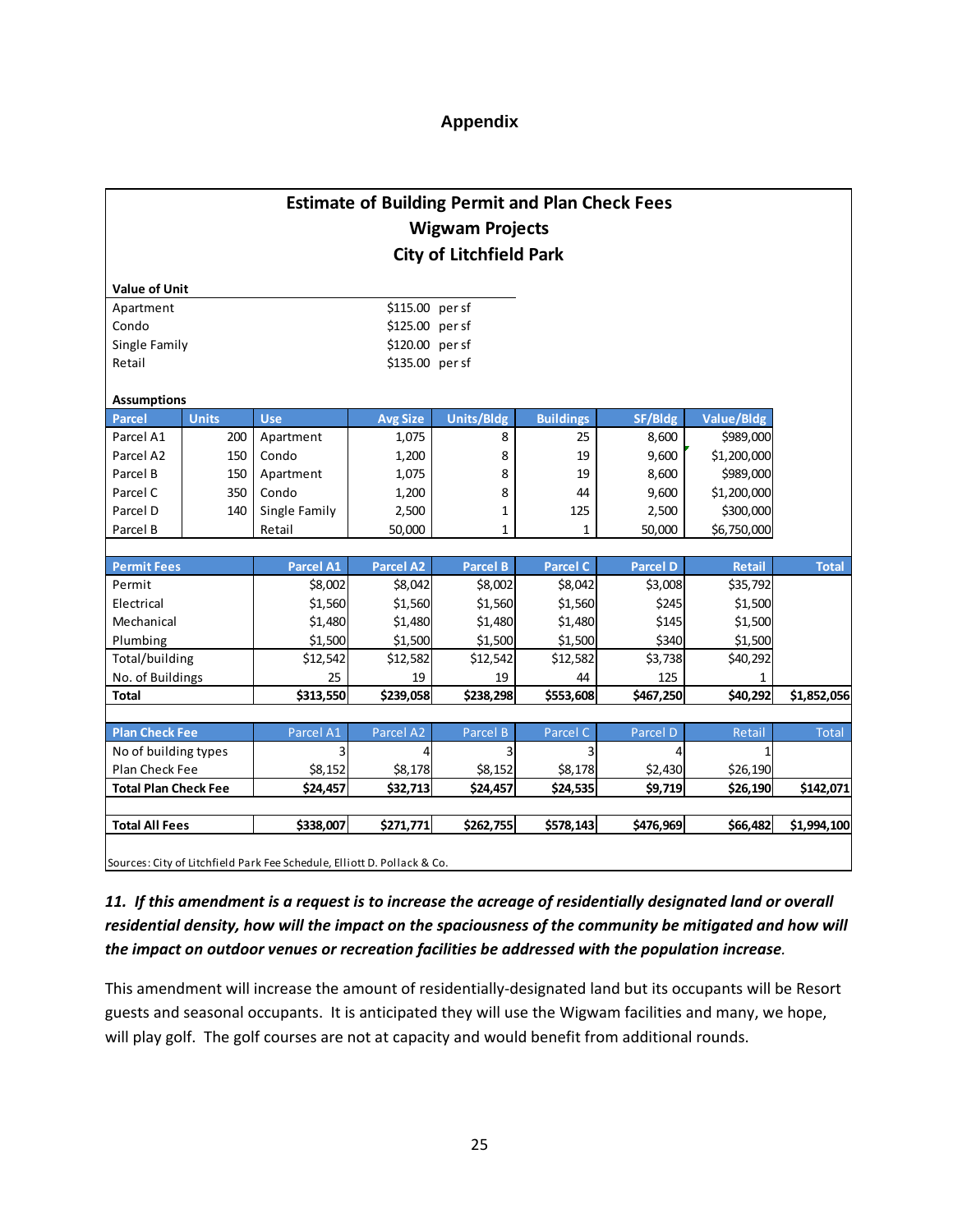# Appendix

**Estimate of Building Permit and Plan Check Fees**
**Wigwam Projects**
**City of Litchfield Park**

**Value of Unit**

| | | |
|---|---|---|
| Apartment | $115.00 | per sf |
| Condo | $125.00 | per sf |
| Single Family | $120.00 | per sf |
| Retail | $135.00 | per sf |

**Assumptions**

| Parcel | Units | Use | Avg Size | Units/Bldg | Buildings | SF/Bldg | Value/Bldg |
|---|---|---|---|---|---|---|---|
| Parcel A1 | 200 | Apartment | 1,075 | 8 | 25 | 8,600 | $989,000 |
| Parcel A2 | 150 | Condo | 1,200 | 8 | 19 | 9,600 | $1,200,000 |
| Parcel B | 150 | Apartment | 1,075 | 8 | 19 | 8,600 | $989,000 |
| Parcel C | 350 | Condo | 1,200 | 8 | 44 | 9,600 | $1,200,000 |
| Parcel D | 140 | Single Family | 2,500 | 1 | 125 | 2,500 | $300,000 |
| Parcel B | | Retail | 50,000 | 1 | 1 | 50,000 | $6,750,000 |

| Permit Fees | Parcel A1 | Parcel A2 | Parcel B | Parcel C | Parcel D | Retail | Total |
|---|---|---|---|---|---|---|---|
| Permit | $8,002 | $8,042 | $8,002 | $8,042 | $3,008 | $35,792 | |
| Electrical | $1,560 | $1,560 | $1,560 | $1,560 | $245 | $1,500 | |
| Mechanical | $1,480 | $1,480 | $1,480 | $1,480 | $145 | $1,500 | |
| Plumbing | $1,500 | $1,500 | $1,500 | $1,500 | $340 | $1,500 | |
| Total/building | $12,542 | $12,582 | $12,542 | $12,582 | $3,738 | $40,292 | |
| No. of Buildings | 25 | 19 | 19 | 44 | 125 | 1 | |
| **Total** | **$313,550** | **$239,058** | **$238,298** | **$553,608** | **$467,250** | **$40,292** | **$1,852,056** |

| Plan Check Fee | Parcel A1 | Parcel A2 | Parcel B | Parcel C | Parcel D | Retail | Total |
|---|---|---|---|---|---|---|---|
| No of building types | 3 | 4 | 3 | 3 | 4 | 1 | |
| Plan Check Fee | $8,152 | $8,178 | $8,152 | $8,178 | $2,430 | $26,190 | |
| **Total Plan Check Fee** | **$24,457** | **$32,713** | **$24,457** | **$24,535** | **$9,719** | **$26,190** | **$142,071** |

| | | | | | | | |
|---|---|---|---|---|---|---|---|
| **Total All Fees** | **$338,007** | **$271,771** | **$262,755** | **$578,143** | **$476,969** | **$66,482** | **$1,994,100** |

Sources: City of Litchfield Park Fee Schedule, Elliott D. Pollack & Co.

***11. If this amendment is a request is to increase the acreage of residentially designated land or overall residential density, how will the impact on the spaciousness of the community be mitigated and how will the impact on outdoor venues or recreation facilities be addressed with the population increase.***

This amendment will increase the amount of residentially-designated land but its occupants will be Resort guests and seasonal occupants. It is anticipated they will use the Wigwam facilities and many, we hope, will play golf. The golf courses are not at capacity and would benefit from additional rounds.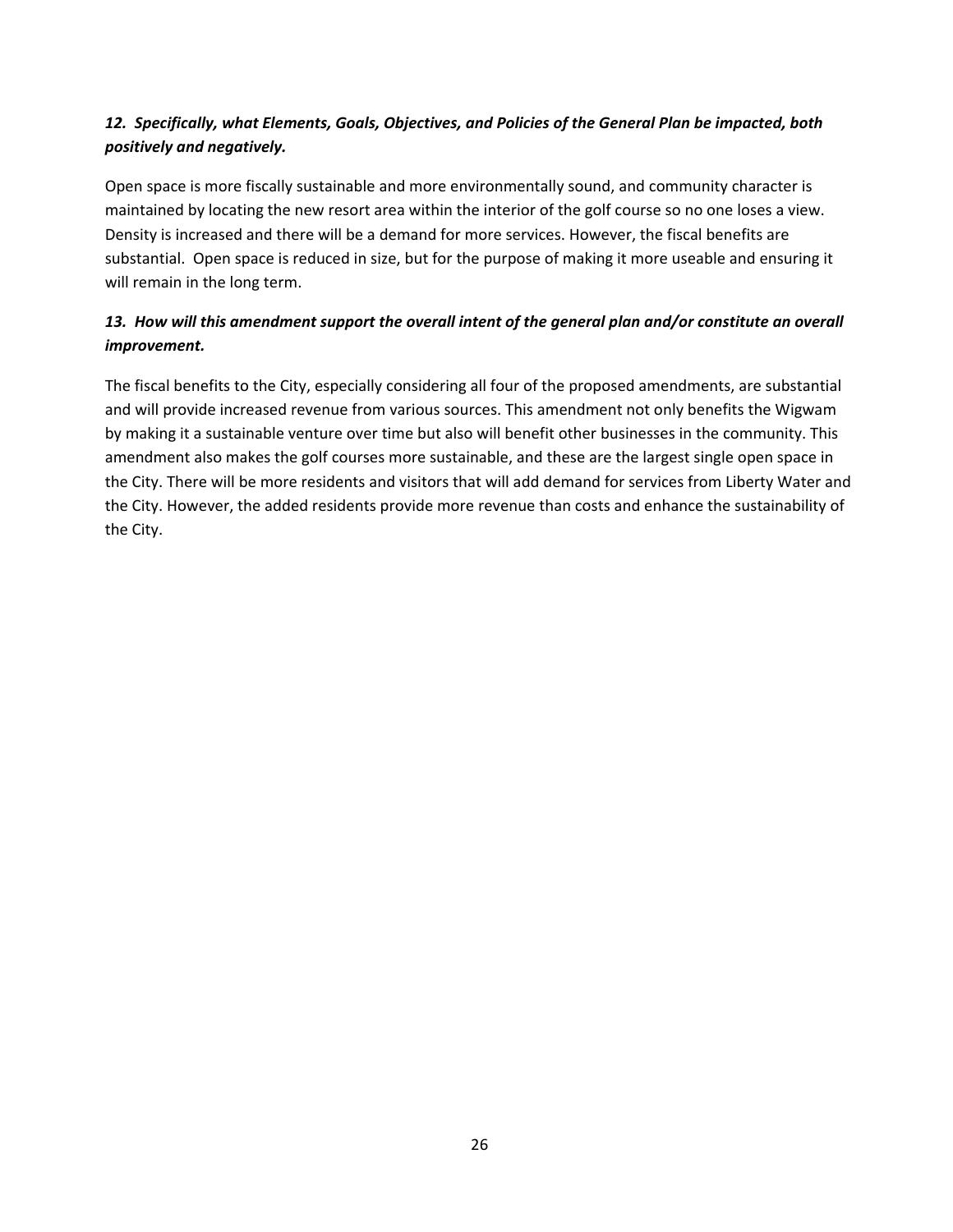***12. Specifically, what Elements, Goals, Objectives, and Policies of the General Plan be impacted, both positively and negatively.***

Open space is more fiscally sustainable and more environmentally sound, and community character is maintained by locating the new resort area within the interior of the golf course so no one loses a view. Density is increased and there will be a demand for more services. However, the fiscal benefits are substantial. Open space is reduced in size, but for the purpose of making it more useable and ensuring it will remain in the long term.

***13. How will this amendment support the overall intent of the general plan and/or constitute an overall improvement.***

The fiscal benefits to the City, especially considering all four of the proposed amendments, are substantial and will provide increased revenue from various sources. This amendment not only benefits the Wigwam by making it a sustainable venture over time but also will benefit other businesses in the community. This amendment also makes the golf courses more sustainable, and these are the largest single open space in the City. There will be more residents and visitors that will add demand for services from Liberty Water and the City. However, the added residents provide more revenue than costs and enhance the sustainability of the City.